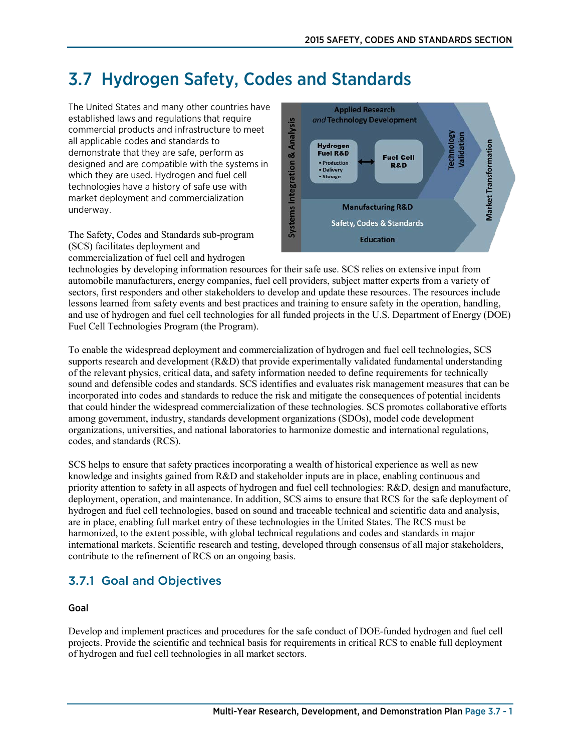# 3.7 Hydrogen Safety, Codes and Standards

The United States and many other countries have established laws and regulations that require commercial products and infrastructure to meet all applicable codes and standards to demonstrate that they are safe, perform as designed and are compatible with the systems in which they are used. Hydrogen and fuel cell technologies have a history of safe use with market deployment and commercialization underway.

The Safety, Codes and Standards sub-program (SCS) facilitates deployment and commercialization of fuel cell and hydrogen technologies by developing information resources for their safe use. SCS relies on extensive input from automobile manufacturers, energy companies, fuel cell providers, subject matter experts from a variety of sectors, first responders and other stakeholders to develop and update these resources. The resources include lessons learned from safety events and best practices and training to ensure safety in the operation, handling, and use of hydrogen and fuel cell technologies for all funded projects in the U.S. Department of Energy (DOE) Fuel Cell Technologies Program (the Program).

To enable the widespread deployment and commercialization of hydrogen and fuel cell technologies, SCS supports research and development (R&D) that provide experimentally validated fundamental understanding of the relevant physics, critical data, and safety information needed to define requirements for technically sound and defensible codes and standards. SCS identifies and evaluates risk management measures that can be incorporated into codes and standards to reduce the risk and mitigate the consequences of potential incidents that could hinder the widespread commercialization of these technologies. SCS promotes collaborative efforts among government, industry, standards development organizations (SDOs), model code development organizations, universities, and national laboratories to harmonize domestic and international regulations, codes, and standards (RCS).

SCS helps to ensure that safety practices incorporating a wealth of historical experience as well as new knowledge and insights gained from R&D and stakeholder inputs are in place, enabling continuous and priority attention to safety in all aspects of hydrogen and fuel cell technologies: R&D, design and manufacture, deployment, operation, and maintenance. In addition, SCS aims to ensure that RCS for the safe deployment of hydrogen and fuel cell technologies, based on sound and traceable technical and scientific data and analysis, are in place, enabling full market entry of these technologies in the United States. The RCS must be harmonized, to the extent possible, with global technical regulations and codes and standards in major international markets. Scientific research and testing, developed through consensus of all major stakeholders, contribute to the refinement of RCS on an ongoing basis.

## 3.7.1 Goal and Objectives

**Goal**

Develop and implement practices and procedures for the safe conduct of DOE-funded hydrogen and fuel cell projects. Provide the scientific and technical basis for requirements in critical RCS to enable full deployment of hydrogen and fuel cell technologies in all market sectors.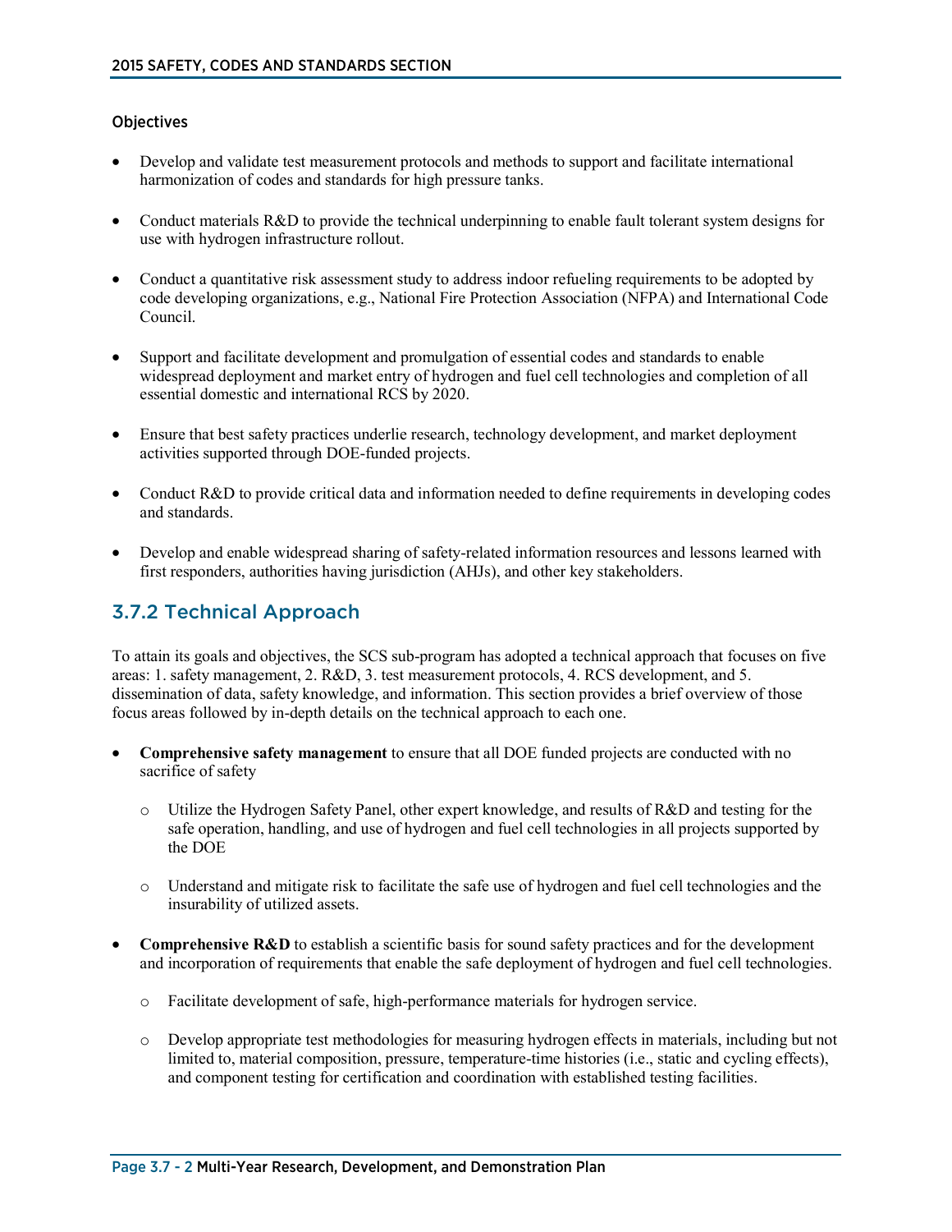#### Objectives

- Develop and validate test measurement protocols and methods to support and facilitate international harmonization of codes and standards for high pressure tanks.
- Conduct materials R&D to provide the technical underpinning to enable fault tolerant system designs for use with hydrogen infrastructure rollout.
- Conduct a quantitative risk assessment study to address indoor refueling requirements to be adopted by code developing organizations, e.g., National Fire Protection Association (NFPA) and International Code Council.
- Support and facilitate development and promulgation of essential codes and standards to enable widespread deployment and market entry of hydrogen and fuel cell technologies and completion of all essential domestic and international RCS by 2020.
- Ensure that best safety practices underlie research, technology development, and market deployment activities supported through DOE-funded projects.
- Conduct R&D to provide critical data and information needed to define requirements in developing codes and standards.
- Develop and enable widespread sharing of safety-related information resources and lessons learned with first responders, authorities having jurisdiction (AHJs), and other key stakeholders.

## 3.7.2 Technical Approach

To attain its goals and objectives, the SCS sub-program has adopted a technical approach that focuses on five areas: 1. safety management, 2. R&D, 3. test measurement protocols, 4. RCS development, and 5. dissemination of data, safety knowledge, and information. This section provides a brief overview of those focus areas followed by in-depth details on the technical approach to each one.

- **Comprehensive safety management** to ensure that all DOE funded projects are conducted with no sacrifice of safety
  - Utilize the Hydrogen Safety Panel, other expert knowledge, and results of R&D and testing for the safe operation, handling, and use of hydrogen and fuel cell technologies in all projects supported by the DOE
  - Understand and mitigate risk to facilitate the safe use of hydrogen and fuel cell technologies and the insurability of utilized assets.
- **Comprehensive R&D** to establish a scientific basis for sound safety practices and for the development and incorporation of requirements that enable the safe deployment of hydrogen and fuel cell technologies.
  - Facilitate development of safe, high-performance materials for hydrogen service.
  - Develop appropriate test methodologies for measuring hydrogen effects in materials, including but not limited to, material composition, pressure, temperature-time histories (i.e., static and cycling effects), and component testing for certification and coordination with established testing facilities.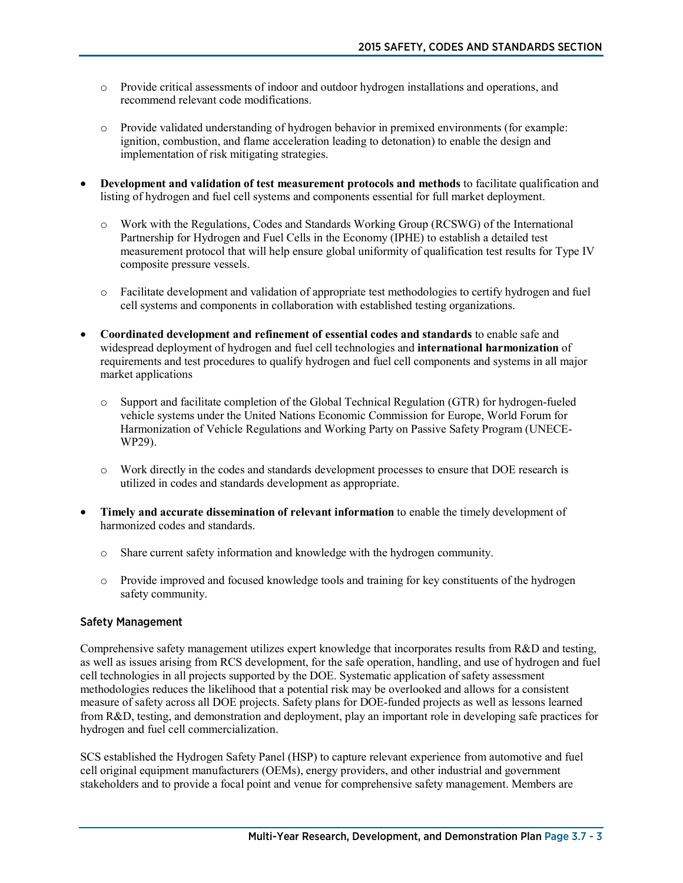- Provide critical assessments of indoor and outdoor hydrogen installations and operations, and recommend relevant code modifications.

  - Provide validated understanding of hydrogen behavior in premixed environments (for example: ignition, combustion, and flame acceleration leading to detonation) to enable the design and implementation of risk mitigating strategies.

- **Development and validation of test measurement protocols and methods** to facilitate qualification and listing of hydrogen and fuel cell systems and components essential for full market deployment.

  - Work with the Regulations, Codes and Standards Working Group (RCSWG) of the International Partnership for Hydrogen and Fuel Cells in the Economy (IPHE) to establish a detailed test measurement protocol that will help ensure global uniformity of qualification test results for Type IV composite pressure vessels.

  - Facilitate development and validation of appropriate test methodologies to certify hydrogen and fuel cell systems and components in collaboration with established testing organizations.

- **Coordinated development and refinement of essential codes and standards** to enable safe and widespread deployment of hydrogen and fuel cell technologies and **international harmonization** of requirements and test procedures to qualify hydrogen and fuel cell components and systems in all major market applications

  - Support and facilitate completion of the Global Technical Regulation (GTR) for hydrogen-fueled vehicle systems under the United Nations Economic Commission for Europe, World Forum for Harmonization of Vehicle Regulations and Working Party on Passive Safety Program (UNECE-WP29).

  - Work directly in the codes and standards development processes to ensure that DOE research is utilized in codes and standards development as appropriate.

- **Timely and accurate dissemination of relevant information** to enable the timely development of harmonized codes and standards.

  - Share current safety information and knowledge with the hydrogen community.

  - Provide improved and focused knowledge tools and training for key constituents of the hydrogen safety community.

### Safety Management

Comprehensive safety management utilizes expert knowledge that incorporates results from R&D and testing, as well as issues arising from RCS development, for the safe operation, handling, and use of hydrogen and fuel cell technologies in all projects supported by the DOE. Systematic application of safety assessment methodologies reduces the likelihood that a potential risk may be overlooked and allows for a consistent measure of safety across all DOE projects. Safety plans for DOE-funded projects as well as lessons learned from R&D, testing, and demonstration and deployment, play an important role in developing safe practices for hydrogen and fuel cell commercialization.

SCS established the Hydrogen Safety Panel (HSP) to capture relevant experience from automotive and fuel cell original equipment manufacturers (OEMs), energy providers, and other industrial and government stakeholders and to provide a focal point and venue for comprehensive safety management. Members are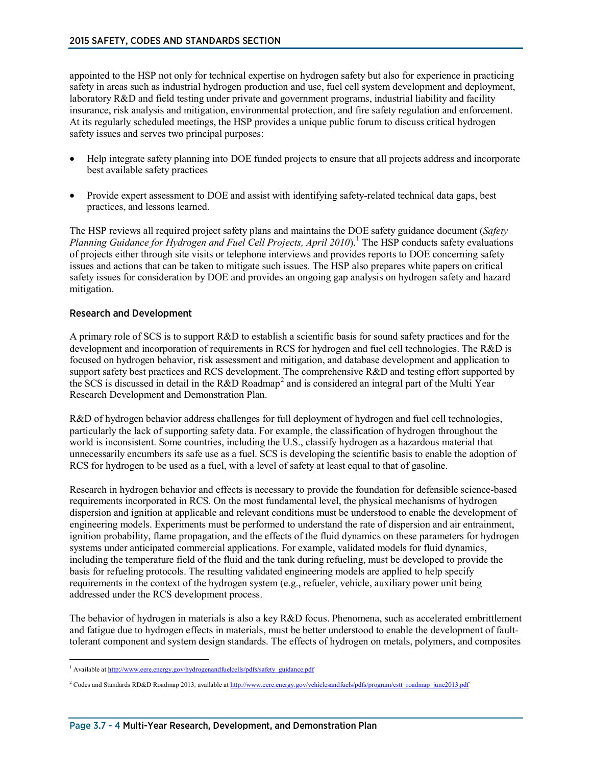appointed to the HSP not only for technical expertise on hydrogen safety but also for experience in practicing safety in areas such as industrial hydrogen production and use, fuel cell system development and deployment, laboratory R&D and field testing under private and government programs, industrial liability and facility insurance, risk analysis and mitigation, environmental protection, and fire safety regulation and enforcement. At its regularly scheduled meetings, the HSP provides a unique public forum to discuss critical hydrogen safety issues and serves two principal purposes:

- Help integrate safety planning into DOE funded projects to ensure that all projects address and incorporate best available safety practices
- Provide expert assessment to DOE and assist with identifying safety-related technical data gaps, best practices, and lessons learned.

The HSP reviews all required project safety plans and maintains the DOE safety guidance document (*Safety Planning Guidance for Hydrogen and Fuel Cell Projects, April 2010*).[1] The HSP conducts safety evaluations of projects either through site visits or telephone interviews and provides reports to DOE concerning safety issues and actions that can be taken to mitigate such issues. The HSP also prepares white papers on critical safety issues for consideration by DOE and provides an ongoing gap analysis on hydrogen safety and hazard mitigation.

### Research and Development

A primary role of SCS is to support R&D to establish a scientific basis for sound safety practices and for the development and incorporation of requirements in RCS for hydrogen and fuel cell technologies. The R&D is focused on hydrogen behavior, risk assessment and mitigation, and database development and application to support safety best practices and RCS development. The comprehensive R&D and testing effort supported by the SCS is discussed in detail in the R&D Roadmap[2] and is considered an integral part of the Multi Year Research Development and Demonstration Plan.

R&D of hydrogen behavior address challenges for full deployment of hydrogen and fuel cell technologies, particularly the lack of supporting safety data. For example, the classification of hydrogen throughout the world is inconsistent. Some countries, including the U.S., classify hydrogen as a hazardous material that unnecessarily encumbers its safe use as a fuel. SCS is developing the scientific basis to enable the adoption of RCS for hydrogen to be used as a fuel, with a level of safety at least equal to that of gasoline.

Research in hydrogen behavior and effects is necessary to provide the foundation for defensible science-based requirements incorporated in RCS. On the most fundamental level, the physical mechanisms of hydrogen dispersion and ignition at applicable and relevant conditions must be understood to enable the development of engineering models. Experiments must be performed to understand the rate of dispersion and air entrainment, ignition probability, flame propagation, and the effects of the fluid dynamics on these parameters for hydrogen systems under anticipated commercial applications. For example, validated models for fluid dynamics, including the temperature field of the fluid and the tank during refueling, must be developed to provide the basis for refueling protocols. The resulting validated engineering models are applied to help specify requirements in the context of the hydrogen system (e.g., refueler, vehicle, auxiliary power unit being addressed under the RCS development process.

The behavior of hydrogen in materials is also a key R&D focus. Phenomena, such as accelerated embrittlement and fatigue due to hydrogen effects in materials, must be better understood to enable the development of fault-tolerant component and system design standards. The effects of hydrogen on metals, polymers, and composites

---

[1] Available at http://www.eere.energy.gov/hydrogenandfuelcells/pdfs/safety_guidance.pdf

[2] Codes and Standards RD&D Roadmap 2013, available at http://www.eere.energy.gov/vehiclesandfuels/pdfs/program/cstt_roadmap_june2013.pdf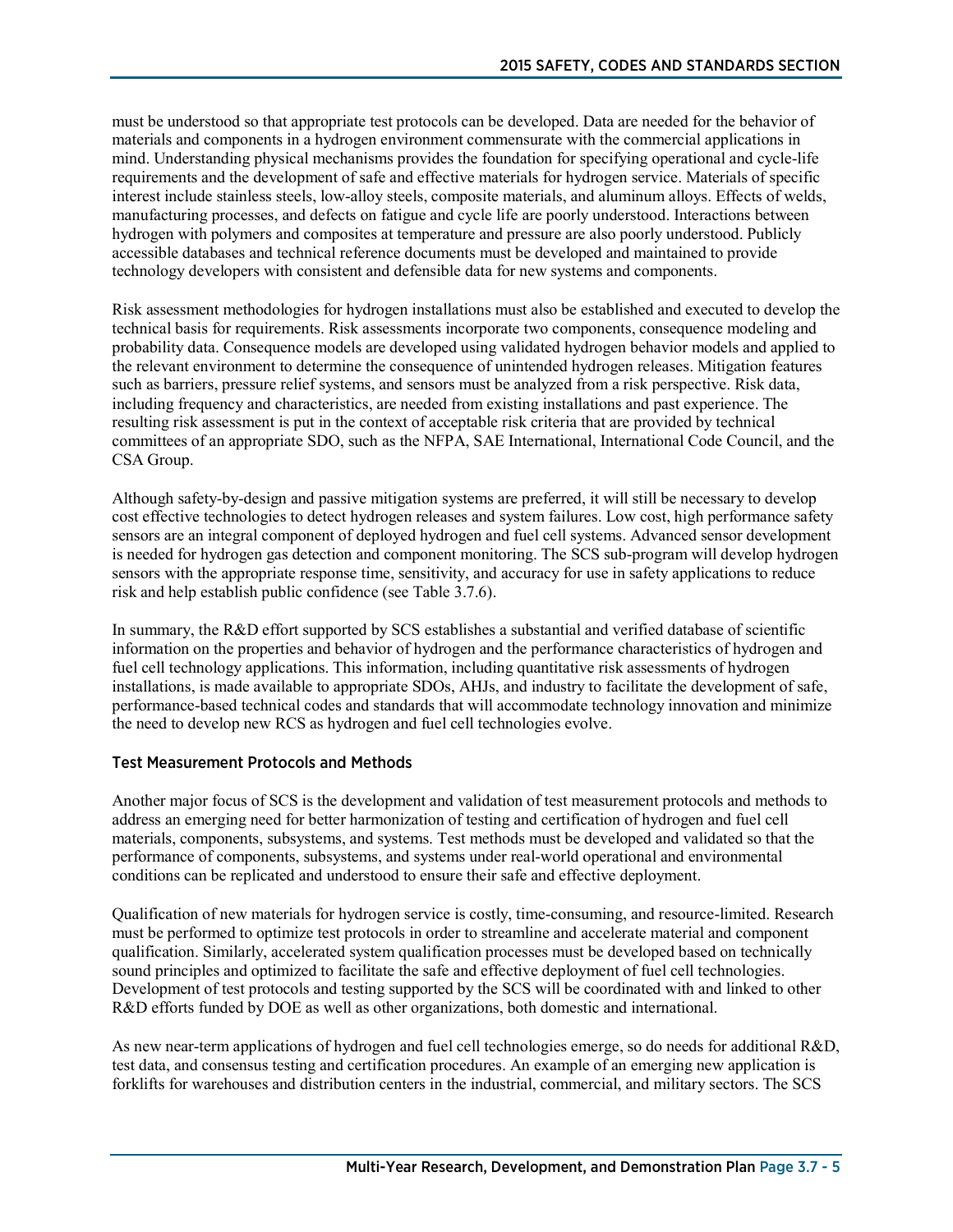must be understood so that appropriate test protocols can be developed. Data are needed for the behavior of materials and components in a hydrogen environment commensurate with the commercial applications in mind. Understanding physical mechanisms provides the foundation for specifying operational and cycle-life requirements and the development of safe and effective materials for hydrogen service. Materials of specific interest include stainless steels, low-alloy steels, composite materials, and aluminum alloys. Effects of welds, manufacturing processes, and defects on fatigue and cycle life are poorly understood. Interactions between hydrogen with polymers and composites at temperature and pressure are also poorly understood. Publicly accessible databases and technical reference documents must be developed and maintained to provide technology developers with consistent and defensible data for new systems and components.

Risk assessment methodologies for hydrogen installations must also be established and executed to develop the technical basis for requirements. Risk assessments incorporate two components, consequence modeling and probability data. Consequence models are developed using validated hydrogen behavior models and applied to the relevant environment to determine the consequence of unintended hydrogen releases. Mitigation features such as barriers, pressure relief systems, and sensors must be analyzed from a risk perspective. Risk data, including frequency and characteristics, are needed from existing installations and past experience. The resulting risk assessment is put in the context of acceptable risk criteria that are provided by technical committees of an appropriate SDO, such as the NFPA, SAE International, International Code Council, and the CSA Group.

Although safety-by-design and passive mitigation systems are preferred, it will still be necessary to develop cost effective technologies to detect hydrogen releases and system failures. Low cost, high performance safety sensors are an integral component of deployed hydrogen and fuel cell systems. Advanced sensor development is needed for hydrogen gas detection and component monitoring. The SCS sub-program will develop hydrogen sensors with the appropriate response time, sensitivity, and accuracy for use in safety applications to reduce risk and help establish public confidence (see Table 3.7.6).

In summary, the R&D effort supported by SCS establishes a substantial and verified database of scientific information on the properties and behavior of hydrogen and the performance characteristics of hydrogen and fuel cell technology applications. This information, including quantitative risk assessments of hydrogen installations, is made available to appropriate SDOs, AHJs, and industry to facilitate the development of safe, performance-based technical codes and standards that will accommodate technology innovation and minimize the need to develop new RCS as hydrogen and fuel cell technologies evolve.

### Test Measurement Protocols and Methods

Another major focus of SCS is the development and validation of test measurement protocols and methods to address an emerging need for better harmonization of testing and certification of hydrogen and fuel cell materials, components, subsystems, and systems. Test methods must be developed and validated so that the performance of components, subsystems, and systems under real-world operational and environmental conditions can be replicated and understood to ensure their safe and effective deployment.

Qualification of new materials for hydrogen service is costly, time-consuming, and resource-limited. Research must be performed to optimize test protocols in order to streamline and accelerate material and component qualification. Similarly, accelerated system qualification processes must be developed based on technically sound principles and optimized to facilitate the safe and effective deployment of fuel cell technologies. Development of test protocols and testing supported by the SCS will be coordinated with and linked to other R&D efforts funded by DOE as well as other organizations, both domestic and international.

As new near-term applications of hydrogen and fuel cell technologies emerge, so do needs for additional R&D, test data, and consensus testing and certification procedures. An example of an emerging new application is forklifts for warehouses and distribution centers in the industrial, commercial, and military sectors. The SCS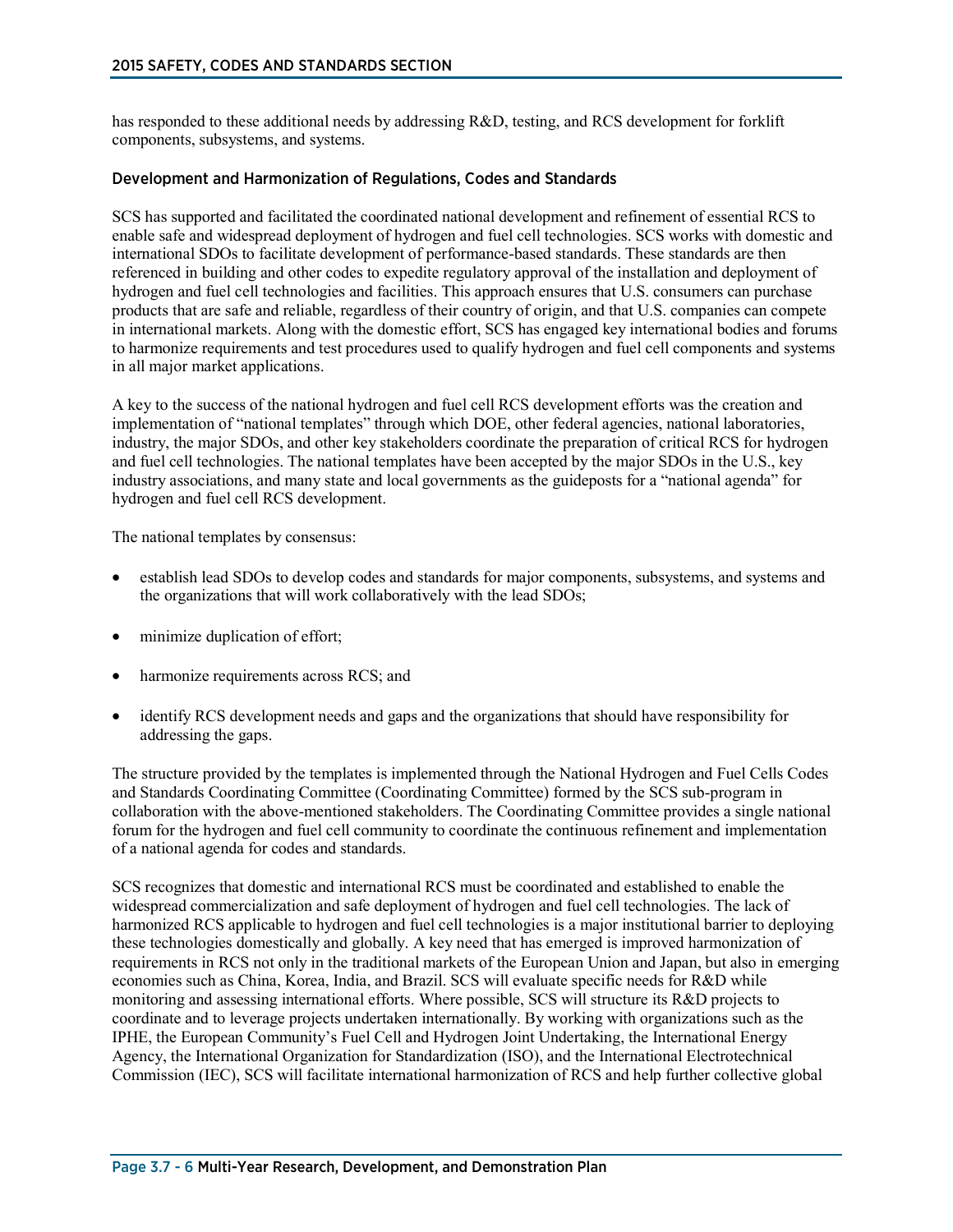has responded to these additional needs by addressing R&D, testing, and RCS development for forklift components, subsystems, and systems.

### Development and Harmonization of Regulations, Codes and Standards

SCS has supported and facilitated the coordinated national development and refinement of essential RCS to enable safe and widespread deployment of hydrogen and fuel cell technologies. SCS works with domestic and international SDOs to facilitate development of performance-based standards. These standards are then referenced in building and other codes to expedite regulatory approval of the installation and deployment of hydrogen and fuel cell technologies and facilities. This approach ensures that U.S. consumers can purchase products that are safe and reliable, regardless of their country of origin, and that U.S. companies can compete in international markets. Along with the domestic effort, SCS has engaged key international bodies and forums to harmonize requirements and test procedures used to qualify hydrogen and fuel cell components and systems in all major market applications.

A key to the success of the national hydrogen and fuel cell RCS development efforts was the creation and implementation of "national templates" through which DOE, other federal agencies, national laboratories, industry, the major SDOs, and other key stakeholders coordinate the preparation of critical RCS for hydrogen and fuel cell technologies. The national templates have been accepted by the major SDOs in the U.S., key industry associations, and many state and local governments as the guideposts for a "national agenda" for hydrogen and fuel cell RCS development.

The national templates by consensus:

- establish lead SDOs to develop codes and standards for major components, subsystems, and systems and the organizations that will work collaboratively with the lead SDOs;
- minimize duplication of effort;
- harmonize requirements across RCS; and
- identify RCS development needs and gaps and the organizations that should have responsibility for addressing the gaps.

The structure provided by the templates is implemented through the National Hydrogen and Fuel Cells Codes and Standards Coordinating Committee (Coordinating Committee) formed by the SCS sub-program in collaboration with the above-mentioned stakeholders. The Coordinating Committee provides a single national forum for the hydrogen and fuel cell community to coordinate the continuous refinement and implementation of a national agenda for codes and standards.

SCS recognizes that domestic and international RCS must be coordinated and established to enable the widespread commercialization and safe deployment of hydrogen and fuel cell technologies. The lack of harmonized RCS applicable to hydrogen and fuel cell technologies is a major institutional barrier to deploying these technologies domestically and globally. A key need that has emerged is improved harmonization of requirements in RCS not only in the traditional markets of the European Union and Japan, but also in emerging economies such as China, Korea, India, and Brazil. SCS will evaluate specific needs for R&D while monitoring and assessing international efforts. Where possible, SCS will structure its R&D projects to coordinate and to leverage projects undertaken internationally. By working with organizations such as the IPHE, the European Community's Fuel Cell and Hydrogen Joint Undertaking, the International Energy Agency, the International Organization for Standardization (ISO), and the International Electrotechnical Commission (IEC), SCS will facilitate international harmonization of RCS and help further collective global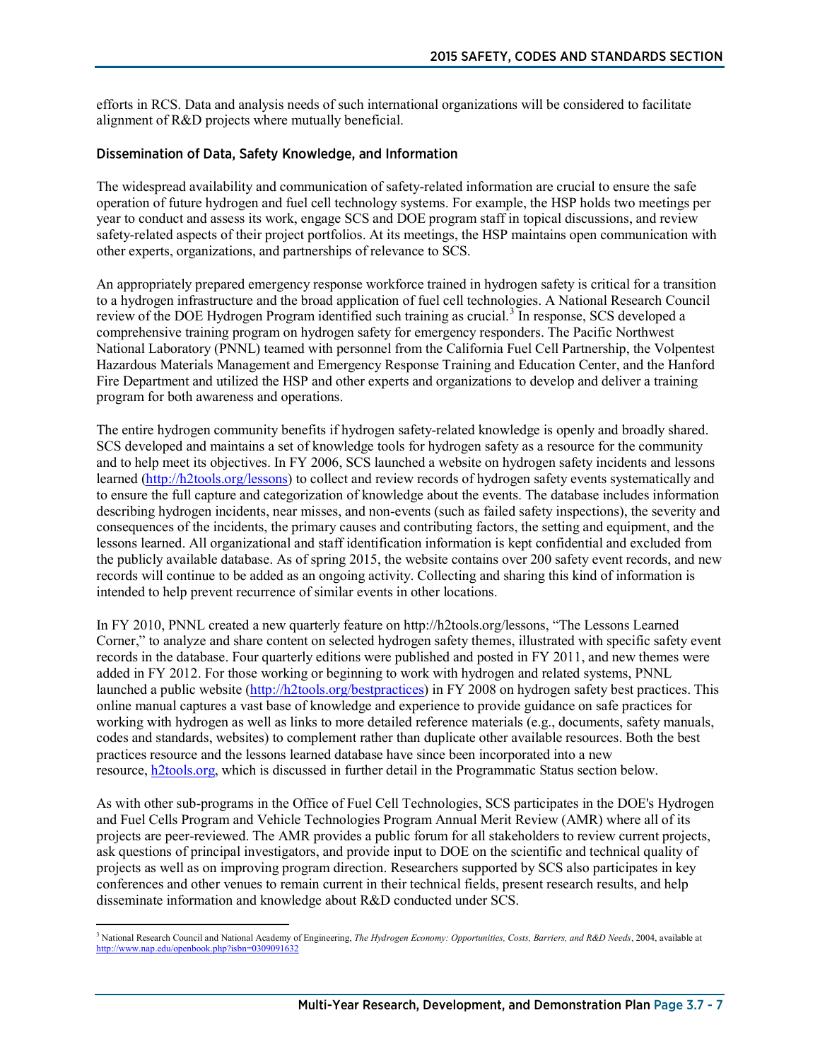efforts in RCS. Data and analysis needs of such international organizations will be considered to facilitate alignment of R&D projects where mutually beneficial.

### Dissemination of Data, Safety Knowledge, and Information

The widespread availability and communication of safety-related information are crucial to ensure the safe operation of future hydrogen and fuel cell technology systems. For example, the HSP holds two meetings per year to conduct and assess its work, engage SCS and DOE program staff in topical discussions, and review safety-related aspects of their project portfolios. At its meetings, the HSP maintains open communication with other experts, organizations, and partnerships of relevance to SCS.

An appropriately prepared emergency response workforce trained in hydrogen safety is critical for a transition to a hydrogen infrastructure and the broad application of fuel cell technologies. A National Research Council review of the DOE Hydrogen Program identified such training as crucial.[3] In response, SCS developed a comprehensive training program on hydrogen safety for emergency responders. The Pacific Northwest National Laboratory (PNNL) teamed with personnel from the California Fuel Cell Partnership, the Volpentest Hazardous Materials Management and Emergency Response Training and Education Center, and the Hanford Fire Department and utilized the HSP and other experts and organizations to develop and deliver a training program for both awareness and operations.

The entire hydrogen community benefits if hydrogen safety-related knowledge is openly and broadly shared. SCS developed and maintains a set of knowledge tools for hydrogen safety as a resource for the community and to help meet its objectives. In FY 2006, SCS launched a website on hydrogen safety incidents and lessons learned (http://h2tools.org/lessons) to collect and review records of hydrogen safety events systematically and to ensure the full capture and categorization of knowledge about the events. The database includes information describing hydrogen incidents, near misses, and non-events (such as failed safety inspections), the severity and consequences of the incidents, the primary causes and contributing factors, the setting and equipment, and the lessons learned. All organizational and staff identification information is kept confidential and excluded from the publicly available database. As of spring 2015, the website contains over 200 safety event records, and new records will continue to be added as an ongoing activity. Collecting and sharing this kind of information is intended to help prevent recurrence of similar events in other locations.

In FY 2010, PNNL created a new quarterly feature on http://h2tools.org/lessons, "The Lessons Learned Corner," to analyze and share content on selected hydrogen safety themes, illustrated with specific safety event records in the database. Four quarterly editions were published and posted in FY 2011, and new themes were added in FY 2012. For those working or beginning to work with hydrogen and related systems, PNNL launched a public website (http://h2tools.org/bestpractices) in FY 2008 on hydrogen safety best practices. This online manual captures a vast base of knowledge and experience to provide guidance on safe practices for working with hydrogen as well as links to more detailed reference materials (e.g., documents, safety manuals, codes and standards, websites) to complement rather than duplicate other available resources. Both the best practices resource and the lessons learned database have since been incorporated into a new resource, h2tools.org, which is discussed in further detail in the Programmatic Status section below.

As with other sub-programs in the Office of Fuel Cell Technologies, SCS participates in the DOE's Hydrogen and Fuel Cells Program and Vehicle Technologies Program Annual Merit Review (AMR) where all of its projects are peer-reviewed. The AMR provides a public forum for all stakeholders to review current projects, ask questions of principal investigators, and provide input to DOE on the scientific and technical quality of projects as well as on improving program direction. Researchers supported by SCS also participates in key conferences and other venues to remain current in their technical fields, present research results, and help disseminate information and knowledge about R&D conducted under SCS.

---

[3] National Research Council and National Academy of Engineering, *The Hydrogen Economy: Opportunities, Costs, Barriers, and R&D Needs*, 2004, available at http://www.nap.edu/openbook.php?isbn=0309091632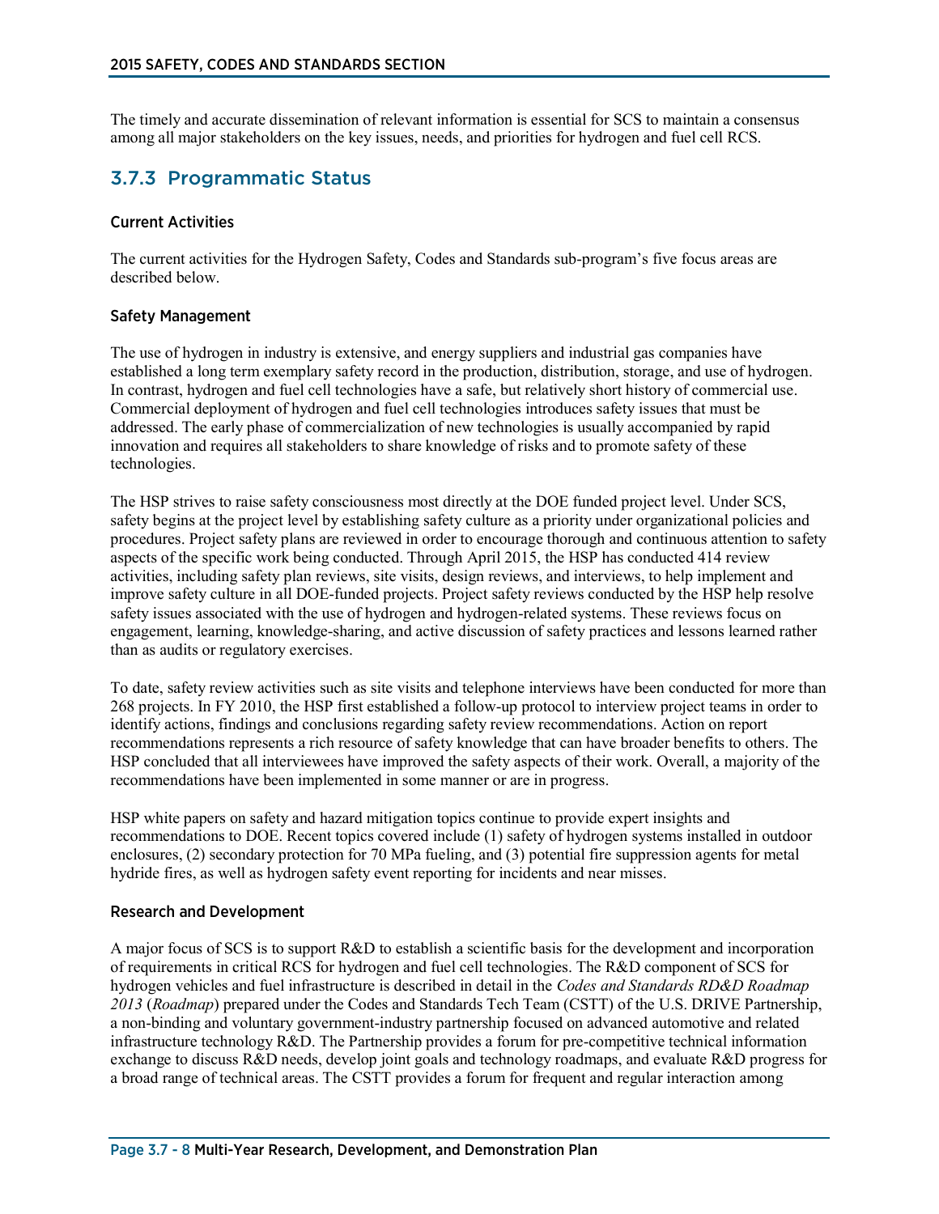The timely and accurate dissemination of relevant information is essential for SCS to maintain a consensus among all major stakeholders on the key issues, needs, and priorities for hydrogen and fuel cell RCS.

## 3.7.3 Programmatic Status

### Current Activities

The current activities for the Hydrogen Safety, Codes and Standards sub-program's five focus areas are described below.

### Safety Management

The use of hydrogen in industry is extensive, and energy suppliers and industrial gas companies have established a long term exemplary safety record in the production, distribution, storage, and use of hydrogen. In contrast, hydrogen and fuel cell technologies have a safe, but relatively short history of commercial use. Commercial deployment of hydrogen and fuel cell technologies introduces safety issues that must be addressed. The early phase of commercialization of new technologies is usually accompanied by rapid innovation and requires all stakeholders to share knowledge of risks and to promote safety of these technologies.

The HSP strives to raise safety consciousness most directly at the DOE funded project level. Under SCS, safety begins at the project level by establishing safety culture as a priority under organizational policies and procedures. Project safety plans are reviewed in order to encourage thorough and continuous attention to safety aspects of the specific work being conducted. Through April 2015, the HSP has conducted 414 review activities, including safety plan reviews, site visits, design reviews, and interviews, to help implement and improve safety culture in all DOE-funded projects. Project safety reviews conducted by the HSP help resolve safety issues associated with the use of hydrogen and hydrogen-related systems. These reviews focus on engagement, learning, knowledge-sharing, and active discussion of safety practices and lessons learned rather than as audits or regulatory exercises.

To date, safety review activities such as site visits and telephone interviews have been conducted for more than 268 projects. In FY 2010, the HSP first established a follow-up protocol to interview project teams in order to identify actions, findings and conclusions regarding safety review recommendations. Action on report recommendations represents a rich resource of safety knowledge that can have broader benefits to others. The HSP concluded that all interviewees have improved the safety aspects of their work. Overall, a majority of the recommendations have been implemented in some manner or are in progress.

HSP white papers on safety and hazard mitigation topics continue to provide expert insights and recommendations to DOE. Recent topics covered include (1) safety of hydrogen systems installed in outdoor enclosures, (2) secondary protection for 70 MPa fueling, and (3) potential fire suppression agents for metal hydride fires, as well as hydrogen safety event reporting for incidents and near misses.

### Research and Development

A major focus of SCS is to support R&D to establish a scientific basis for the development and incorporation of requirements in critical RCS for hydrogen and fuel cell technologies. The R&D component of SCS for hydrogen vehicles and fuel infrastructure is described in detail in the *Codes and Standards RD&D Roadmap 2013* (*Roadmap*) prepared under the Codes and Standards Tech Team (CSTT) of the U.S. DRIVE Partnership, a non-binding and voluntary government-industry partnership focused on advanced automotive and related infrastructure technology R&D. The Partnership provides a forum for pre-competitive technical information exchange to discuss R&D needs, develop joint goals and technology roadmaps, and evaluate R&D progress for a broad range of technical areas. The CSTT provides a forum for frequent and regular interaction among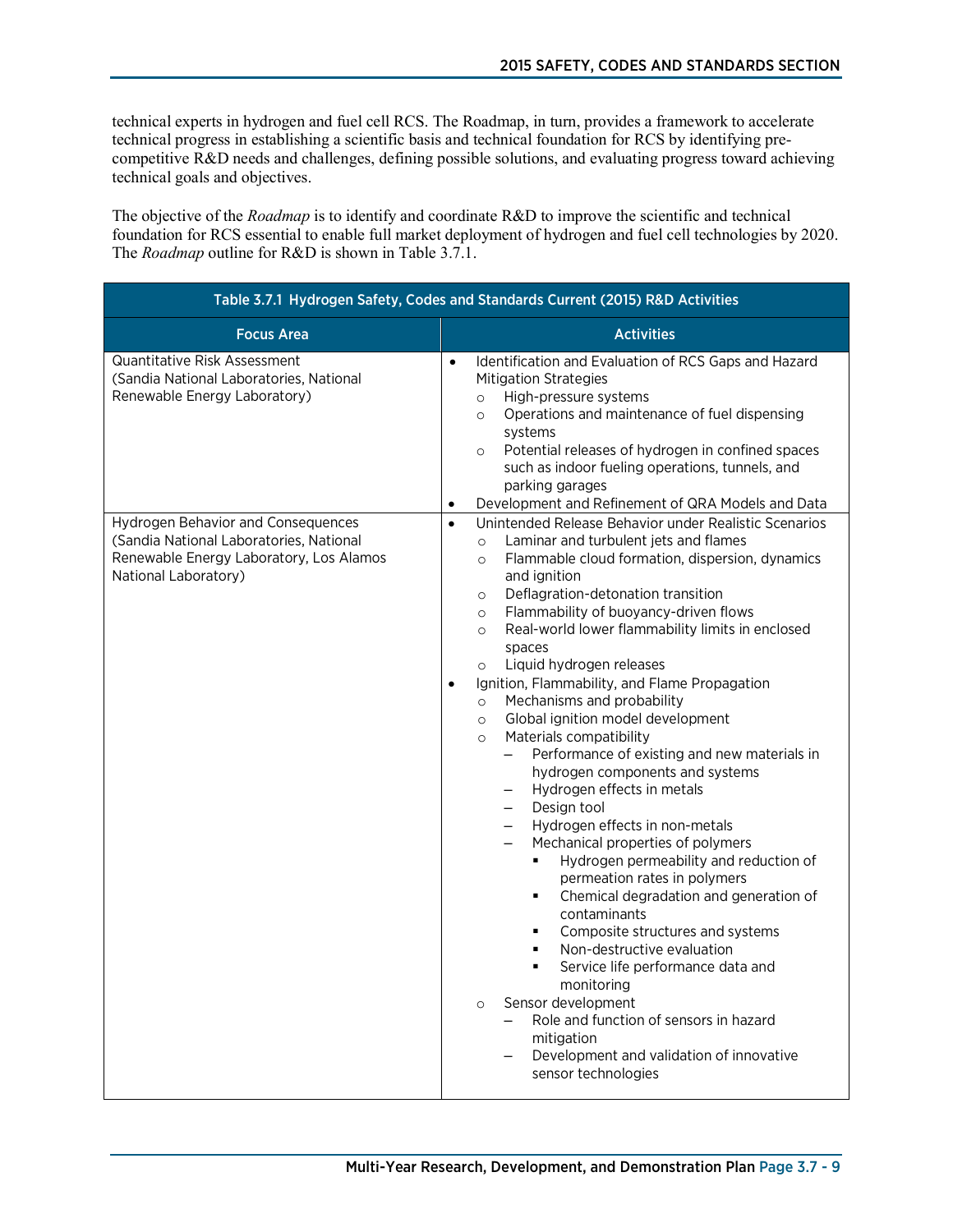technical experts in hydrogen and fuel cell RCS. The Roadmap, in turn, provides a framework to accelerate technical progress in establishing a scientific basis and technical foundation for RCS by identifying pre-competitive R&D needs and challenges, defining possible solutions, and evaluating progress toward achieving technical goals and objectives.

The objective of the *Roadmap* is to identify and coordinate R&D to improve the scientific and technical foundation for RCS essential to enable full market deployment of hydrogen and fuel cell technologies by 2020. The *Roadmap* outline for R&D is shown in Table 3.7.1.

**Table 3.7.1 Hydrogen Safety, Codes and Standards Current (2015) R&D Activities**

| Focus Area | Activities |
| --- | --- |
| Quantitative Risk Assessment (Sandia National Laboratories, National Renewable Energy Laboratory) | • Identification and Evaluation of RCS Gaps and Hazard Mitigation Strategies<br>  ○ High-pressure systems<br>  ○ Operations and maintenance of fuel dispensing systems<br>  ○ Potential releases of hydrogen in confined spaces such as indoor fueling operations, tunnels, and parking garages<br>• Development and Refinement of QRA Models and Data |
| Hydrogen Behavior and Consequences (Sandia National Laboratories, National Renewable Energy Laboratory, Los Alamos National Laboratory) | • Unintended Release Behavior under Realistic Scenarios<br>  ○ Laminar and turbulent jets and flames<br>  ○ Flammable cloud formation, dispersion, dynamics and ignition<br>  ○ Deflagration-detonation transition<br>  ○ Flammability of buoyancy-driven flows<br>  ○ Real-world lower flammability limits in enclosed spaces<br>  ○ Liquid hydrogen releases<br>• Ignition, Flammability, and Flame Propagation<br>  ○ Mechanisms and probability<br>  ○ Global ignition model development<br>  ○ Materials compatibility<br>    – Performance of existing and new materials in hydrogen components and systems<br>    – Hydrogen effects in metals<br>    – Design tool<br>    – Hydrogen effects in non-metals<br>    – Mechanical properties of polymers<br>      ▪ Hydrogen permeability and reduction of permeation rates in polymers<br>      ▪ Chemical degradation and generation of contaminants<br>      ▪ Composite structures and systems<br>      ▪ Non-destructive evaluation<br>      ▪ Service life performance data and monitoring<br>  ○ Sensor development<br>    – Role and function of sensors in hazard mitigation<br>    – Development and validation of innovative sensor technologies |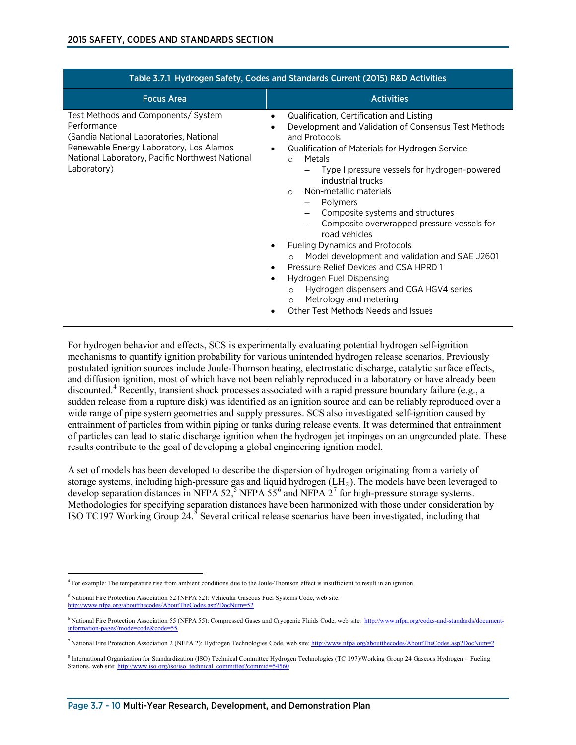| Table 3.7.1 Hydrogen Safety, Codes and Standards Current (2015) R&D Activities | |
|---|---|
| **Focus Area** | **Activities** |
| Test Methods and Components/ System Performance (Sandia National Laboratories, National Renewable Energy Laboratory, Los Alamos National Laboratory, Pacific Northwest National Laboratory) | • Qualification, Certification and Listing<br>• Development and Validation of Consensus Test Methods and Protocols<br>• Qualification of Materials for Hydrogen Service<br>  ○ Metals<br>    – Type I pressure vessels for hydrogen-powered industrial trucks<br>  ○ Non-metallic materials<br>    – Polymers<br>    – Composite systems and structures<br>    – Composite overwrapped pressure vessels for road vehicles<br>• Fueling Dynamics and Protocols<br>  ○ Model development and validation and SAE J2601<br>• Pressure Relief Devices and CSA HPRD 1<br>• Hydrogen Fuel Dispensing<br>  ○ Hydrogen dispensers and CGA HGV4 series<br>  ○ Metrology and metering<br>• Other Test Methods Needs and Issues |

For hydrogen behavior and effects, SCS is experimentally evaluating potential hydrogen self-ignition mechanisms to quantify ignition probability for various unintended hydrogen release scenarios. Previously postulated ignition sources include Joule-Thomson heating, electrostatic discharge, catalytic surface effects, and diffusion ignition, most of which have not been reliably reproduced in a laboratory or have already been discounted.[4] Recently, transient shock processes associated with a rapid pressure boundary failure (e.g., a sudden release from a rupture disk) was identified as an ignition source and can be reliably reproduced over a wide range of pipe system geometries and supply pressures. SCS also investigated self-ignition caused by entrainment of particles from within piping or tanks during release events. It was determined that entrainment of particles can lead to static discharge ignition when the hydrogen jet impinges on an ungrounded plate. These results contribute to the goal of developing a global engineering ignition model.

A set of models has been developed to describe the dispersion of hydrogen originating from a variety of storage systems, including high-pressure gas and liquid hydrogen ($LH_2$). The models have been leveraged to develop separation distances in NFPA 52,[5] NFPA 55[6] and NFPA 2[7] for high-pressure storage systems. Methodologies for specifying separation distances have been harmonized with those under consideration by ISO TC197 Working Group 24.[8] Several critical release scenarios have been investigated, including that

---

[4] For example: The temperature rise from ambient conditions due to the Joule-Thomson effect is insufficient to result in an ignition.

[5] National Fire Protection Association 52 (NFPA 52): Vehicular Gaseous Fuel Systems Code, web site: http://www.nfpa.org/aboutthecodes/AboutTheCodes.asp?DocNum=52

[6] National Fire Protection Association 55 (NFPA 55): Compressed Gases and Cryogenic Fluids Code, web site: http://www.nfpa.org/codes-and-standards/document-information-pages?mode=code&code=55

[7] National Fire Protection Association 2 (NFPA 2): Hydrogen Technologies Code, web site: http://www.nfpa.org/aboutthecodes/AboutTheCodes.asp?DocNum=2

[8] International Organization for Standardization (ISO) Technical Committee Hydrogen Technologies (TC 197)/Working Group 24 Gaseous Hydrogen – Fueling Stations, web site: http://www.iso.org/iso/iso_technical_committee?commid=54560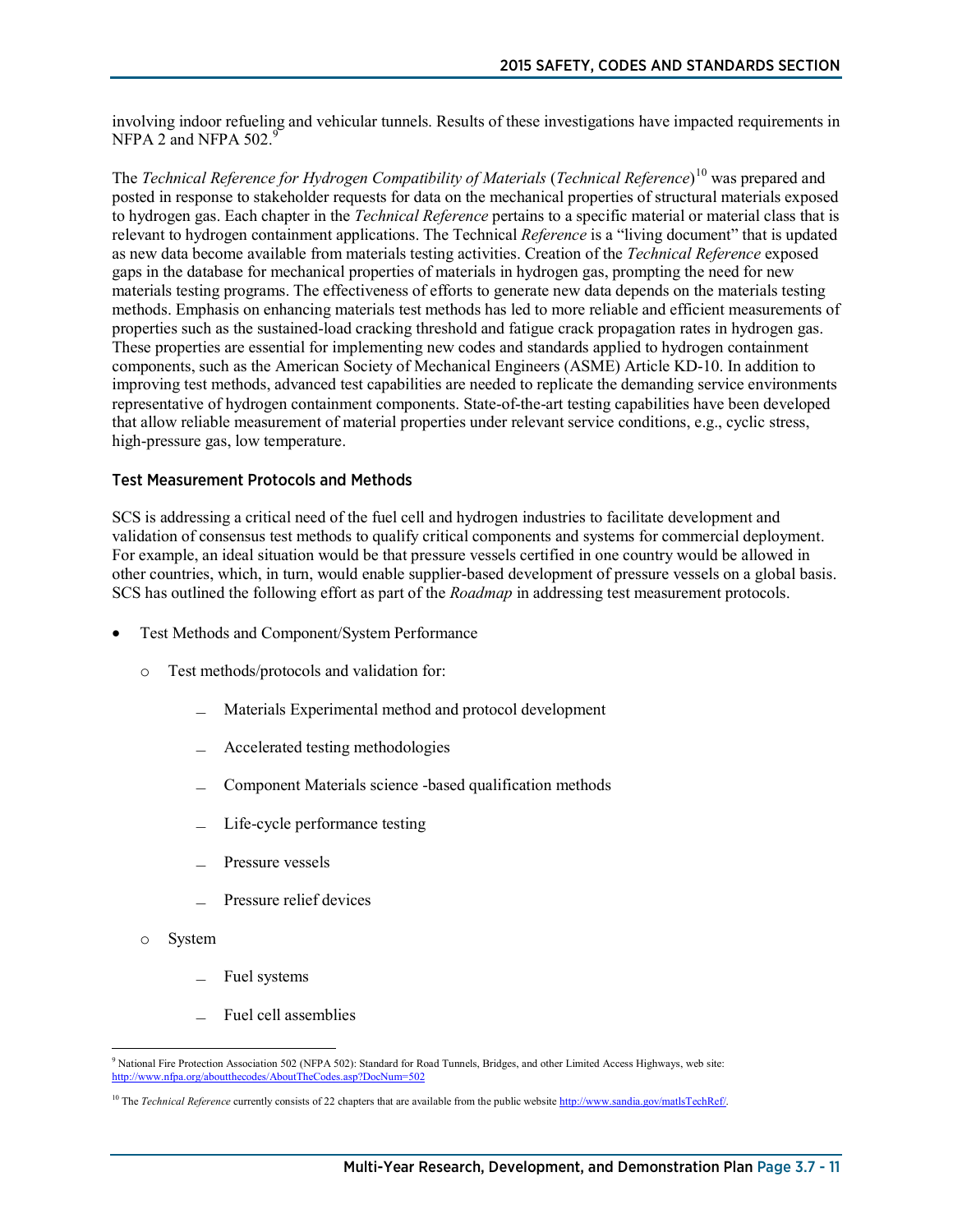involving indoor refueling and vehicular tunnels. Results of these investigations have impacted requirements in NFPA 2 and NFPA 502.[9]

The *Technical Reference for Hydrogen Compatibility of Materials* (*Technical Reference*)[10] was prepared and posted in response to stakeholder requests for data on the mechanical properties of structural materials exposed to hydrogen gas. Each chapter in the *Technical Reference* pertains to a specific material or material class that is relevant to hydrogen containment applications. The Technical *Reference* is a "living document" that is updated as new data become available from materials testing activities. Creation of the *Technical Reference* exposed gaps in the database for mechanical properties of materials in hydrogen gas, prompting the need for new materials testing programs. The effectiveness of efforts to generate new data depends on the materials testing methods. Emphasis on enhancing materials test methods has led to more reliable and efficient measurements of properties such as the sustained-load cracking threshold and fatigue crack propagation rates in hydrogen gas. These properties are essential for implementing new codes and standards applied to hydrogen containment components, such as the American Society of Mechanical Engineers (ASME) Article KD-10. In addition to improving test methods, advanced test capabilities are needed to replicate the demanding service environments representative of hydrogen containment components. State-of-the-art testing capabilities have been developed that allow reliable measurement of material properties under relevant service conditions, e.g., cyclic stress, high-pressure gas, low temperature.

### Test Measurement Protocols and Methods

SCS is addressing a critical need of the fuel cell and hydrogen industries to facilitate development and validation of consensus test methods to qualify critical components and systems for commercial deployment. For example, an ideal situation would be that pressure vessels certified in one country would be allowed in other countries, which, in turn, would enable supplier-based development of pressure vessels on a global basis. SCS has outlined the following effort as part of the *Roadmap* in addressing test measurement protocols.

- Test Methods and Component/System Performance
  - Test methods/protocols and validation for:
    - Materials Experimental method and protocol development
    - Accelerated testing methodologies
    - Component Materials science -based qualification methods
    - Life-cycle performance testing
    - Pressure vessels
    - Pressure relief devices
  - System
    - Fuel systems
    - Fuel cell assemblies

---

[9] National Fire Protection Association 502 (NFPA 502): Standard for Road Tunnels, Bridges, and other Limited Access Highways, web site: http://www.nfpa.org/aboutthecodes/AboutTheCodes.asp?DocNum=502

[10] The *Technical Reference* currently consists of 22 chapters that are available from the public website http://www.sandia.gov/matlsTechRef/.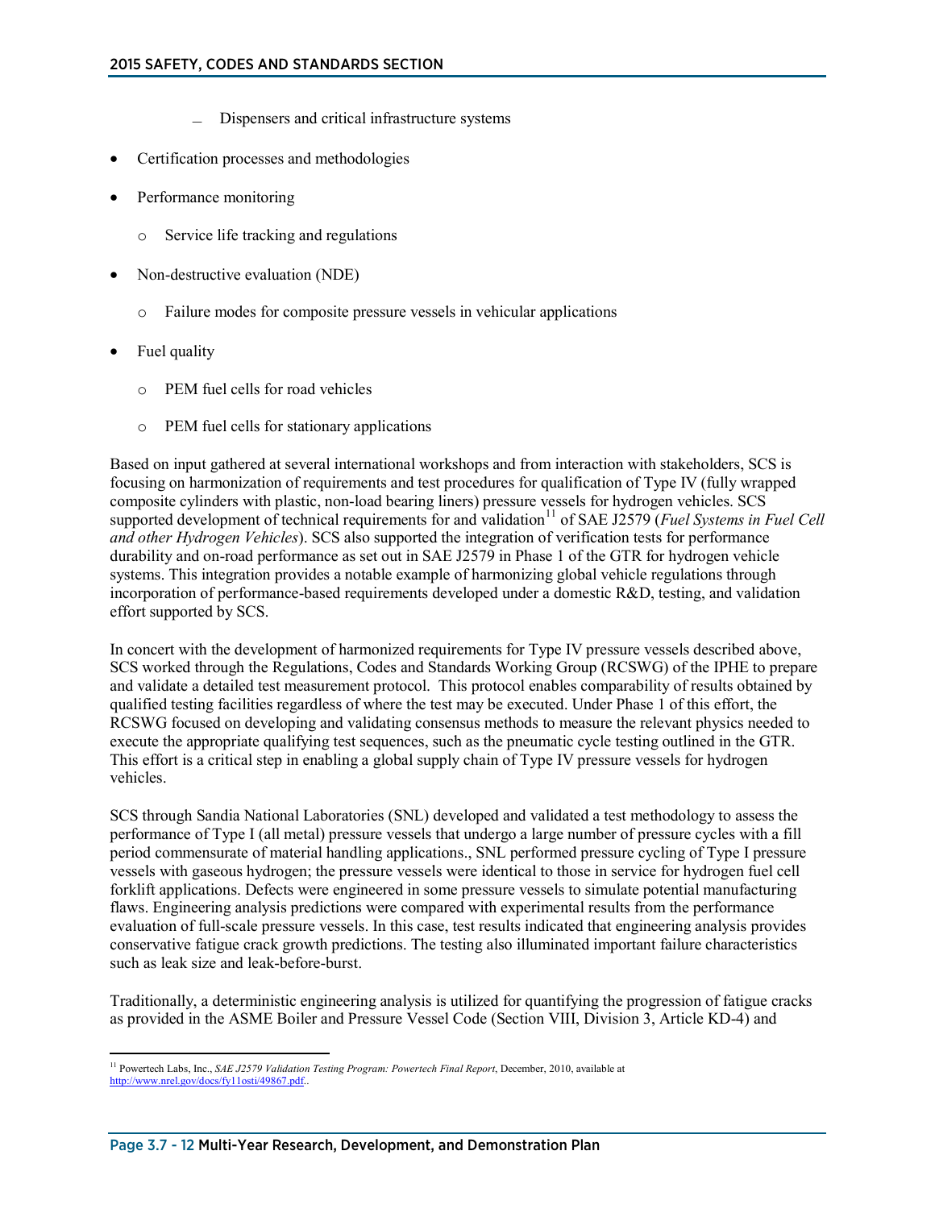- Dispensers and critical infrastructure systems

- Certification processes and methodologies
- Performance monitoring
    - Service life tracking and regulations
- Non-destructive evaluation (NDE)
    - Failure modes for composite pressure vessels in vehicular applications
- Fuel quality
    - PEM fuel cells for road vehicles
    - PEM fuel cells for stationary applications

Based on input gathered at several international workshops and from interaction with stakeholders, SCS is focusing on harmonization of requirements and test procedures for qualification of Type IV (fully wrapped composite cylinders with plastic, non-load bearing liners) pressure vessels for hydrogen vehicles. SCS supported development of technical requirements for and validation[11] of SAE J2579 (*Fuel Systems in Fuel Cell and other Hydrogen Vehicles*). SCS also supported the integration of verification tests for performance durability and on-road performance as set out in SAE J2579 in Phase 1 of the GTR for hydrogen vehicle systems. This integration provides a notable example of harmonizing global vehicle regulations through incorporation of performance-based requirements developed under a domestic R&D, testing, and validation effort supported by SCS.

In concert with the development of harmonized requirements for Type IV pressure vessels described above, SCS worked through the Regulations, Codes and Standards Working Group (RCSWG) of the IPHE to prepare and validate a detailed test measurement protocol. This protocol enables comparability of results obtained by qualified testing facilities regardless of where the test may be executed. Under Phase 1 of this effort, the RCSWG focused on developing and validating consensus methods to measure the relevant physics needed to execute the appropriate qualifying test sequences, such as the pneumatic cycle testing outlined in the GTR. This effort is a critical step in enabling a global supply chain of Type IV pressure vessels for hydrogen vehicles.

SCS through Sandia National Laboratories (SNL) developed and validated a test methodology to assess the performance of Type I (all metal) pressure vessels that undergo a large number of pressure cycles with a fill period commensurate of material handling applications., SNL performed pressure cycling of Type I pressure vessels with gaseous hydrogen; the pressure vessels were identical to those in service for hydrogen fuel cell forklift applications. Defects were engineered in some pressure vessels to simulate potential manufacturing flaws. Engineering analysis predictions were compared with experimental results from the performance evaluation of full-scale pressure vessels. In this case, test results indicated that engineering analysis provides conservative fatigue crack growth predictions. The testing also illuminated important failure characteristics such as leak size and leak-before-burst.

Traditionally, a deterministic engineering analysis is utilized for quantifying the progression of fatigue cracks as provided in the ASME Boiler and Pressure Vessel Code (Section VIII, Division 3, Article KD-4) and

---

[11] Powertech Labs, Inc., *SAE J2579 Validation Testing Program: Powertech Final Report*, December, 2010, available at http://www.nrel.gov/docs/fy11osti/49867.pdf..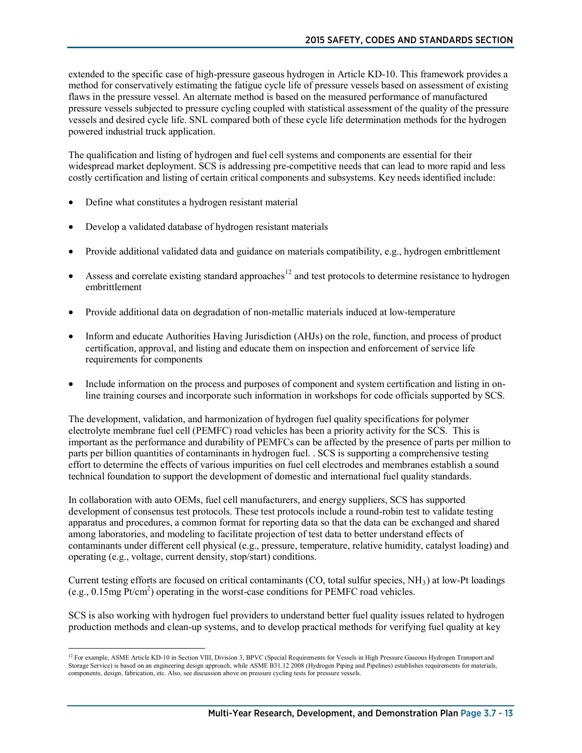extended to the specific case of high-pressure gaseous hydrogen in Article KD-10. This framework provides a method for conservatively estimating the fatigue cycle life of pressure vessels based on assessment of existing flaws in the pressure vessel. An alternate method is based on the measured performance of manufactured pressure vessels subjected to pressure cycling coupled with statistical assessment of the quality of the pressure vessels and desired cycle life. SNL compared both of these cycle life determination methods for the hydrogen powered industrial truck application.

The qualification and listing of hydrogen and fuel cell systems and components are essential for their widespread market deployment. SCS is addressing pre-competitive needs that can lead to more rapid and less costly certification and listing of certain critical components and subsystems. Key needs identified include:

- Define what constitutes a hydrogen resistant material
- Develop a validated database of hydrogen resistant materials
- Provide additional validated data and guidance on materials compatibility, e.g., hydrogen embrittlement
- Assess and correlate existing standard approaches[12] and test protocols to determine resistance to hydrogen embrittlement
- Provide additional data on degradation of non-metallic materials induced at low-temperature
- Inform and educate Authorities Having Jurisdiction (AHJs) on the role, function, and process of product certification, approval, and listing and educate them on inspection and enforcement of service life requirements for components
- Include information on the process and purposes of component and system certification and listing in on-line training courses and incorporate such information in workshops for code officials supported by SCS.

The development, validation, and harmonization of hydrogen fuel quality specifications for polymer electrolyte membrane fuel cell (PEMFC) road vehicles has been a priority activity for the SCS. This is important as the performance and durability of PEMFCs can be affected by the presence of parts per million to parts per billion quantities of contaminants in hydrogen fuel. . SCS is supporting a comprehensive testing effort to determine the effects of various impurities on fuel cell electrodes and membranes establish a sound technical foundation to support the development of domestic and international fuel quality standards.

In collaboration with auto OEMs, fuel cell manufacturers, and energy suppliers, SCS has supported development of consensus test protocols. These test protocols include a round-robin test to validate testing apparatus and procedures, a common format for reporting data so that the data can be exchanged and shared among laboratories, and modeling to facilitate projection of test data to better understand effects of contaminants under different cell physical (e.g., pressure, temperature, relative humidity, catalyst loading) and operating (e.g., voltage, current density, stop/start) conditions.

Current testing efforts are focused on critical contaminants (CO, total sulfur species, $NH_3$) at low-Pt loadings (e.g., 0.15mg Pt/cm$^2$) operating in the worst-case conditions for PEMFC road vehicles.

SCS is also working with hydrogen fuel providers to understand better fuel quality issues related to hydrogen production methods and clean-up systems, and to develop practical methods for verifying fuel quality at key

[12] For example, ASME Article KD-10 in Section VIII, Division 3, BPVC (Special Requirements for Vessels in High Pressure Gaseous Hydrogen Transport and Storage Service) is based on an engineering design approach, while ASME B31.12 2008 (Hydrogen Piping and Pipelines) establishes requirements for materials, components, design, fabrication, etc. Also, see discussion above on pressure cycling tests for pressure vessels.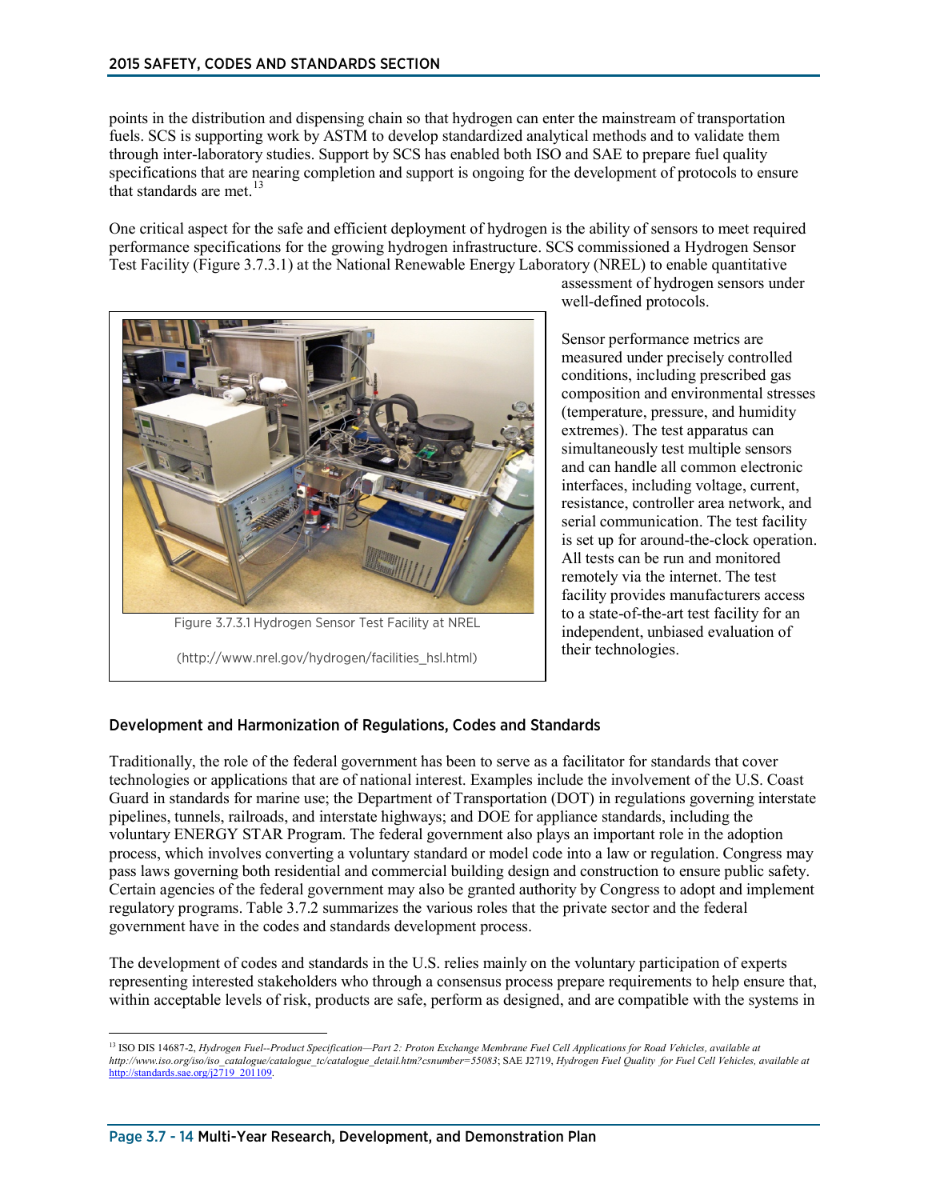points in the distribution and dispensing chain so that hydrogen can enter the mainstream of transportation fuels. SCS is supporting work by ASTM to develop standardized analytical methods and to validate them through inter-laboratory studies. Support by SCS has enabled both ISO and SAE to prepare fuel quality specifications that are nearing completion and support is ongoing for the development of protocols to ensure that standards are met.[13]

One critical aspect for the safe and efficient deployment of hydrogen is the ability of sensors to meet required performance specifications for the growing hydrogen infrastructure. SCS commissioned a Hydrogen Sensor Test Facility (Figure 3.7.3.1) at the National Renewable Energy Laboratory (NREL) to enable quantitative assessment of hydrogen sensors under well-defined protocols.

Figure 3.7.3.1 Hydrogen Sensor Test Facility at NREL

(http://www.nrel.gov/hydrogen/facilities_hsl.html)

Sensor performance metrics are measured under precisely controlled conditions, including prescribed gas composition and environmental stresses (temperature, pressure, and humidity extremes). The test apparatus can simultaneously test multiple sensors and can handle all common electronic interfaces, including voltage, current, resistance, controller area network, and serial communication. The test facility is set up for around-the-clock operation. All tests can be run and monitored remotely via the internet. The test facility provides manufacturers access to a state-of-the-art test facility for an independent, unbiased evaluation of their technologies.

### Development and Harmonization of Regulations, Codes and Standards

Traditionally, the role of the federal government has been to serve as a facilitator for standards that cover technologies or applications that are of national interest. Examples include the involvement of the U.S. Coast Guard in standards for marine use; the Department of Transportation (DOT) in regulations governing interstate pipelines, tunnels, railroads, and interstate highways; and DOE for appliance standards, including the voluntary ENERGY STAR Program. The federal government also plays an important role in the adoption process, which involves converting a voluntary standard or model code into a law or regulation. Congress may pass laws governing both residential and commercial building design and construction to ensure public safety. Certain agencies of the federal government may also be granted authority by Congress to adopt and implement regulatory programs. Table 3.7.2 summarizes the various roles that the private sector and the federal government have in the codes and standards development process.

The development of codes and standards in the U.S. relies mainly on the voluntary participation of experts representing interested stakeholders who through a consensus process prepare requirements to help ensure that, within acceptable levels of risk, products are safe, perform as designed, and are compatible with the systems in

---

[13] ISO DIS 14687-2, *Hydrogen Fuel--Product Specification—Part 2: Proton Exchange Membrane Fuel Cell Applications for Road Vehicles, available at http://www.iso.org/iso/iso_catalogue/catalogue_tc/catalogue_detail.htm?csnumber=55083*; SAE J2719, *Hydrogen Fuel Quality for Fuel Cell Vehicles, available at* http://standards.sae.org/j2719_201109.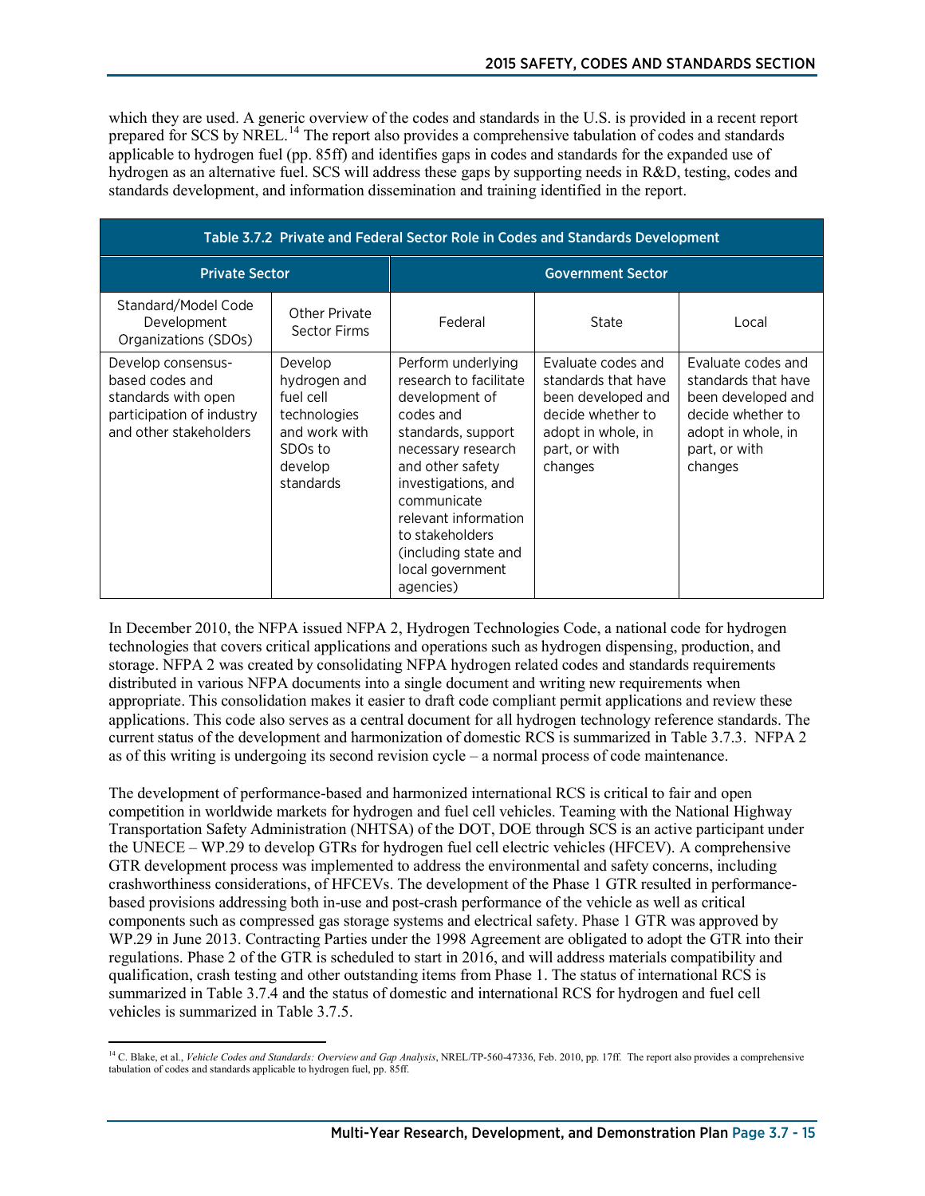which they are used. A generic overview of the codes and standards in the U.S. is provided in a recent report prepared for SCS by NREL.[14] The report also provides a comprehensive tabulation of codes and standards applicable to hydrogen fuel (pp. 85ff) and identifies gaps in codes and standards for the expanded use of hydrogen as an alternative fuel. SCS will address these gaps by supporting needs in R&D, testing, codes and standards development, and information dissemination and training identified in the report.

**Table 3.7.2 Private and Federal Sector Role in Codes and Standards Development**

| Private Sector | | Government Sector | | |
|---|---|---|---|---|
| Standard/Model Code Development Organizations (SDOs) | Other Private Sector Firms | Federal | State | Local |
| Develop consensus-based codes and standards with open participation of industry and other stakeholders | Develop hydrogen and fuel cell technologies and work with SDOs to develop standards | Perform underlying research to facilitate development of codes and standards, support necessary research and other safety investigations, and communicate relevant information to stakeholders (including state and local government agencies) | Evaluate codes and standards that have been developed and decide whether to adopt in whole, in part, or with changes | Evaluate codes and standards that have been developed and decide whether to adopt in whole, in part, or with changes |

In December 2010, the NFPA issued NFPA 2, Hydrogen Technologies Code, a national code for hydrogen technologies that covers critical applications and operations such as hydrogen dispensing, production, and storage. NFPA 2 was created by consolidating NFPA hydrogen related codes and standards requirements distributed in various NFPA documents into a single document and writing new requirements when appropriate. This consolidation makes it easier to draft code compliant permit applications and review these applications. This code also serves as a central document for all hydrogen technology reference standards. The current status of the development and harmonization of domestic RCS is summarized in Table 3.7.3. NFPA 2 as of this writing is undergoing its second revision cycle – a normal process of code maintenance.

The development of performance-based and harmonized international RCS is critical to fair and open competition in worldwide markets for hydrogen and fuel cell vehicles. Teaming with the National Highway Transportation Safety Administration (NHTSA) of the DOT, DOE through SCS is an active participant under the UNECE – WP.29 to develop GTRs for hydrogen fuel cell electric vehicles (HFCEV). A comprehensive GTR development process was implemented to address the environmental and safety concerns, including crashworthiness considerations, of HFCEVs. The development of the Phase 1 GTR resulted in performance-based provisions addressing both in-use and post-crash performance of the vehicle as well as critical components such as compressed gas storage systems and electrical safety. Phase 1 GTR was approved by WP.29 in June 2013. Contracting Parties under the 1998 Agreement are obligated to adopt the GTR into their regulations. Phase 2 of the GTR is scheduled to start in 2016, and will address materials compatibility and qualification, crash testing and other outstanding items from Phase 1. The status of international RCS is summarized in Table 3.7.4 and the status of domestic and international RCS for hydrogen and fuel cell vehicles is summarized in Table 3.7.5.

[14] C. Blake, et al., *Vehicle Codes and Standards: Overview and Gap Analysis*, NREL/TP-560-47336, Feb. 2010, pp. 17ff. The report also provides a comprehensive tabulation of codes and standards applicable to hydrogen fuel, pp. 85ff.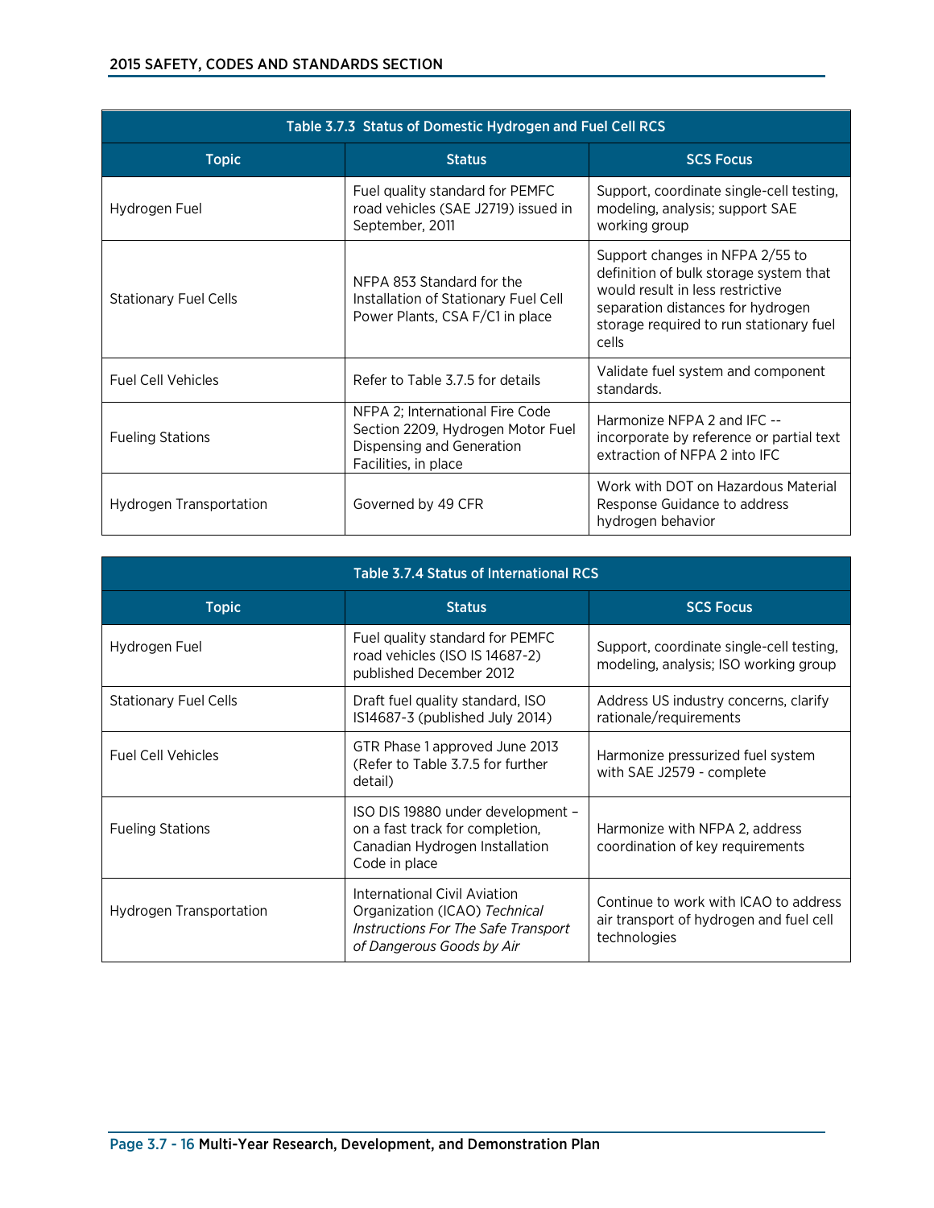| Table 3.7.3 Status of Domestic Hydrogen and Fuel Cell RCS | | |
|---|---|---|
| **Topic** | **Status** | **SCS Focus** |
| Hydrogen Fuel | Fuel quality standard for PEMFC road vehicles (SAE J2719) issued in September, 2011 | Support, coordinate single-cell testing, modeling, analysis; support SAE working group |
| Stationary Fuel Cells | NFPA 853 Standard for the Installation of Stationary Fuel Cell Power Plants, CSA F/C1 in place | Support changes in NFPA 2/55 to definition of bulk storage system that would result in less restrictive separation distances for hydrogen storage required to run stationary fuel cells |
| Fuel Cell Vehicles | Refer to Table 3.7.5 for details | Validate fuel system and component standards. |
| Fueling Stations | NFPA 2; International Fire Code Section 2209, Hydrogen Motor Fuel Dispensing and Generation Facilities, in place | Harmonize NFPA 2 and IFC -- incorporate by reference or partial text extraction of NFPA 2 into IFC |
| Hydrogen Transportation | Governed by 49 CFR | Work with DOT on Hazardous Material Response Guidance to address hydrogen behavior |

| Table 3.7.4 Status of International RCS | | |
|---|---|---|
| **Topic** | **Status** | **SCS Focus** |
| Hydrogen Fuel | Fuel quality standard for PEMFC road vehicles (ISO IS 14687-2) published December 2012 | Support, coordinate single-cell testing, modeling, analysis; ISO working group |
| Stationary Fuel Cells | Draft fuel quality standard, ISO IS14687-3 (published July 2014) | Address US industry concerns, clarify rationale/requirements |
| Fuel Cell Vehicles | GTR Phase 1 approved June 2013 (Refer to Table 3.7.5 for further detail) | Harmonize pressurized fuel system with SAE J2579 - complete |
| Fueling Stations | ISO DIS 19880 under development – on a fast track for completion, Canadian Hydrogen Installation Code in place | Harmonize with NFPA 2, address coordination of key requirements |
| Hydrogen Transportation | International Civil Aviation Organization (ICAO) *Technical Instructions For The Safe Transport of Dangerous Goods by Air* | Continue to work with ICAO to address air transport of hydrogen and fuel cell technologies |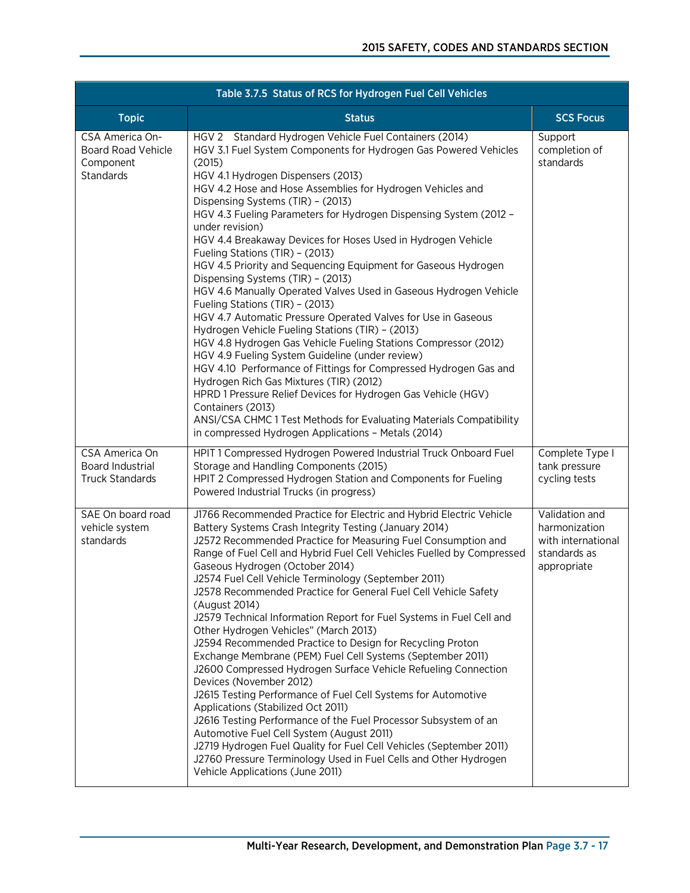| Table 3.7.5 Status of RCS for Hydrogen Fuel Cell Vehicles | | |
|---|---|---|
| **Topic** | **Status** | **SCS Focus** |
| CSA America On-Board Road Vehicle Component Standards | HGV 2 Standard Hydrogen Vehicle Fuel Containers (2014)<br>HGV 3.1 Fuel System Components for Hydrogen Gas Powered Vehicles (2015)<br>HGV 4.1 Hydrogen Dispensers (2013)<br>HGV 4.2 Hose and Hose Assemblies for Hydrogen Vehicles and Dispensing Systems (TIR) – (2013)<br>HGV 4.3 Fueling Parameters for Hydrogen Dispensing System (2012 – under revision)<br>HGV 4.4 Breakaway Devices for Hoses Used in Hydrogen Vehicle Fueling Stations (TIR) – (2013)<br>HGV 4.5 Priority and Sequencing Equipment for Gaseous Hydrogen Dispensing Systems (TIR) – (2013)<br>HGV 4.6 Manually Operated Valves Used in Gaseous Hydrogen Vehicle Fueling Stations (TIR) – (2013)<br>HGV 4.7 Automatic Pressure Operated Valves for Use in Gaseous Hydrogen Vehicle Fueling Stations (TIR) – (2013)<br>HGV 4.8 Hydrogen Gas Vehicle Fueling Stations Compressor (2012)<br>HGV 4.9 Fueling System Guideline (under review)<br>HGV 4.10 Performance of Fittings for Compressed Hydrogen Gas and Hydrogen Rich Gas Mixtures (TIR) (2012)<br>HPRD 1 Pressure Relief Devices for Hydrogen Gas Vehicle (HGV) Containers (2013)<br>ANSI/CSA CHMC 1 Test Methods for Evaluating Materials Compatibility in compressed Hydrogen Applications – Metals (2014) | Support completion of standards |
| CSA America On Board Industrial Truck Standards | HPIT 1 Compressed Hydrogen Powered Industrial Truck Onboard Fuel Storage and Handling Components (2015)<br>HPIT 2 Compressed Hydrogen Station and Components for Fueling Powered Industrial Trucks (in progress) | Complete Type I tank pressure cycling tests |
| SAE On board road vehicle system standards | J1766 Recommended Practice for Electric and Hybrid Electric Vehicle Battery Systems Crash Integrity Testing (January 2014)<br>J2572 Recommended Practice for Measuring Fuel Consumption and Range of Fuel Cell and Hybrid Fuel Cell Vehicles Fuelled by Compressed Gaseous Hydrogen (October 2014)<br>J2574 Fuel Cell Vehicle Terminology (September 2011)<br>J2578 Recommended Practice for General Fuel Cell Vehicle Safety (August 2014)<br>J2579 Technical Information Report for Fuel Systems in Fuel Cell and Other Hydrogen Vehicles" (March 2013)<br>J2594 Recommended Practice to Design for Recycling Proton Exchange Membrane (PEM) Fuel Cell Systems (September 2011)<br>J2600 Compressed Hydrogen Surface Vehicle Refueling Connection Devices (November 2012)<br>J2615 Testing Performance of Fuel Cell Systems for Automotive Applications (Stabilized Oct 2011)<br>J2616 Testing Performance of the Fuel Processor Subsystem of an Automotive Fuel Cell System (August 2011)<br>J2719 Hydrogen Fuel Quality for Fuel Cell Vehicles (September 2011)<br>J2760 Pressure Terminology Used in Fuel Cells and Other Hydrogen Vehicle Applications (June 2011) | Validation and harmonization with international standards as appropriate |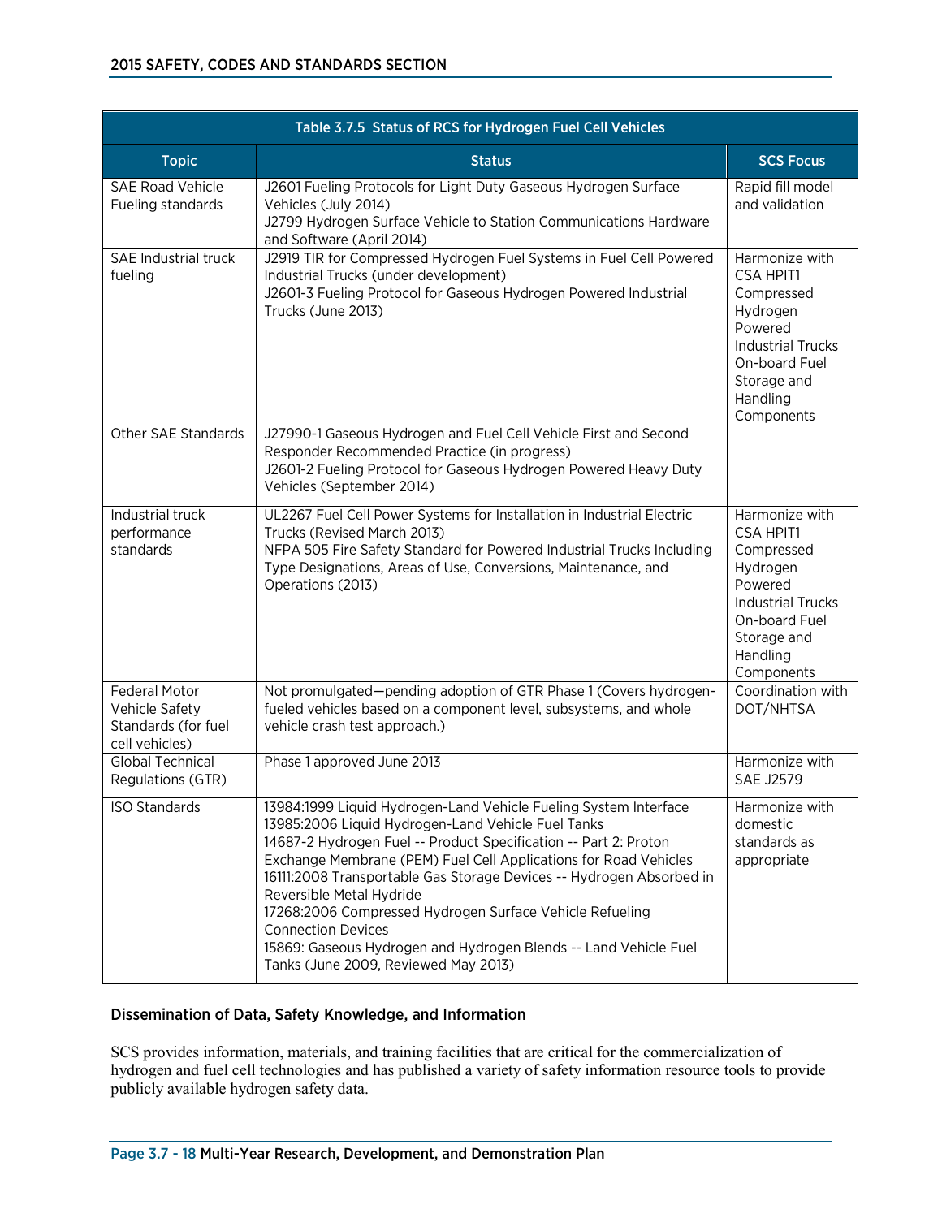| Table 3.7.5 Status of RCS for Hydrogen Fuel Cell Vehicles | | |
|---|---|---|
| **Topic** | **Status** | **SCS Focus** |
| SAE Road Vehicle Fueling standards | J2601 Fueling Protocols for Light Duty Gaseous Hydrogen Surface Vehicles (July 2014)<br>J2799 Hydrogen Surface Vehicle to Station Communications Hardware and Software (April 2014) | Rapid fill model and validation |
| SAE Industrial truck fueling | J2919 TIR for Compressed Hydrogen Fuel Systems in Fuel Cell Powered Industrial Trucks (under development)<br>J2601-3 Fueling Protocol for Gaseous Hydrogen Powered Industrial Trucks (June 2013) | Harmonize with CSA HPIT1 Compressed Hydrogen Powered Industrial Trucks On-board Fuel Storage and Handling Components |
| Other SAE Standards | J27990-1 Gaseous Hydrogen and Fuel Cell Vehicle First and Second Responder Recommended Practice (in progress)<br>J2601-2 Fueling Protocol for Gaseous Hydrogen Powered Heavy Duty Vehicles (September 2014) | |
| Industrial truck performance standards | UL2267 Fuel Cell Power Systems for Installation in Industrial Electric Trucks (Revised March 2013)<br>NFPA 505 Fire Safety Standard for Powered Industrial Trucks Including Type Designations, Areas of Use, Conversions, Maintenance, and Operations (2013) | Harmonize with CSA HPIT1 Compressed Hydrogen Powered Industrial Trucks On-board Fuel Storage and Handling Components |
| Federal Motor Vehicle Safety Standards (for fuel cell vehicles) | Not promulgated—pending adoption of GTR Phase 1 (Covers hydrogen-fueled vehicles based on a component level, subsystems, and whole vehicle crash test approach.) | Coordination with DOT/NHTSA |
| Global Technical Regulations (GTR) | Phase 1 approved June 2013 | Harmonize with SAE J2579 |
| ISO Standards | 13984:1999 Liquid Hydrogen-Land Vehicle Fueling System Interface<br>13985:2006 Liquid Hydrogen-Land Vehicle Fuel Tanks<br>14687-2 Hydrogen Fuel -- Product Specification -- Part 2: Proton Exchange Membrane (PEM) Fuel Cell Applications for Road Vehicles<br>16111:2008 Transportable Gas Storage Devices -- Hydrogen Absorbed in Reversible Metal Hydride<br>17268:2006 Compressed Hydrogen Surface Vehicle Refueling Connection Devices<br>15869: Gaseous Hydrogen and Hydrogen Blends -- Land Vehicle Fuel Tanks (June 2009, Reviewed May 2013) | Harmonize with domestic standards as appropriate |

### Dissemination of Data, Safety Knowledge, and Information

SCS provides information, materials, and training facilities that are critical for the commercialization of hydrogen and fuel cell technologies and has published a variety of safety information resource tools to provide publicly available hydrogen safety data.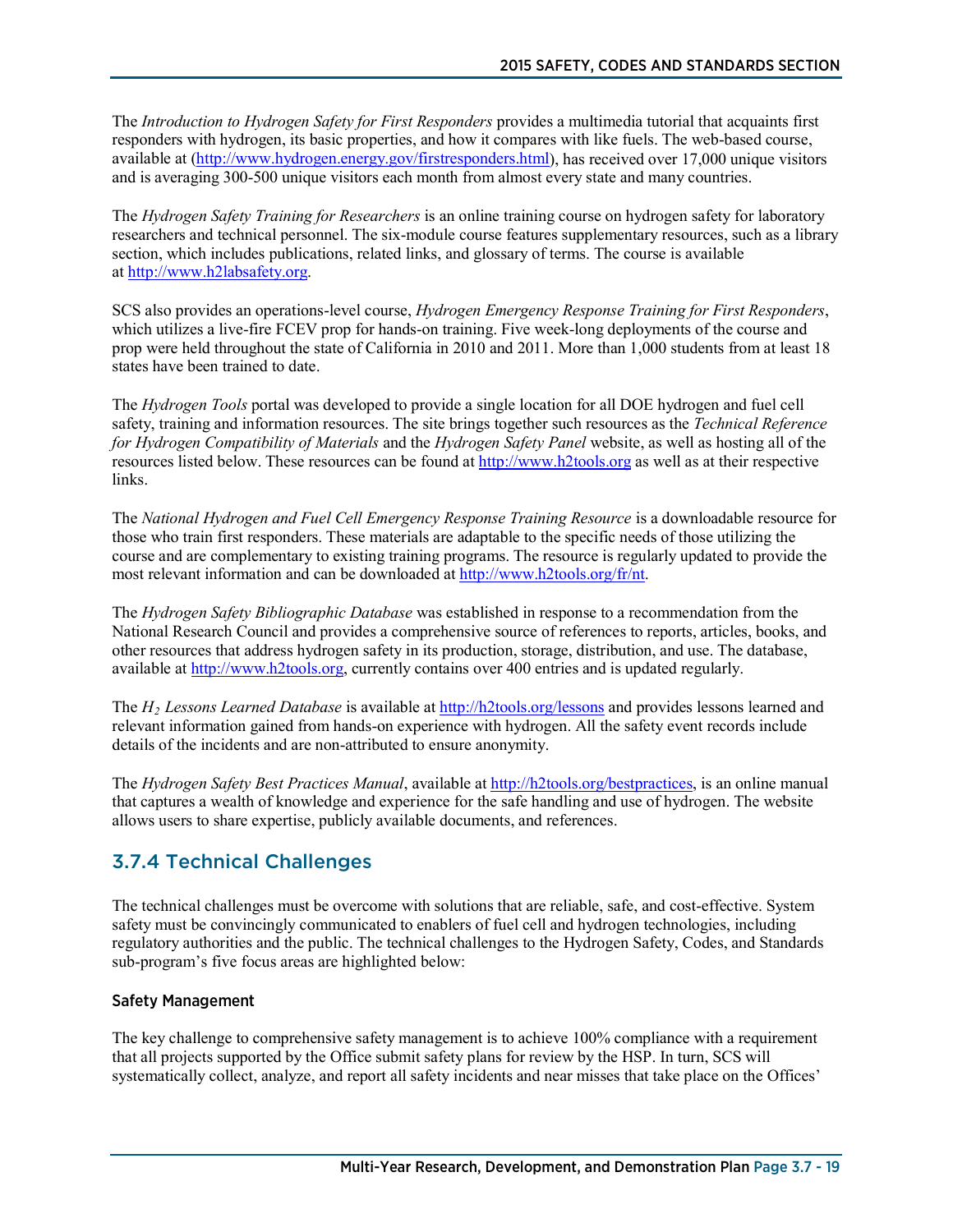The *Introduction to Hydrogen Safety for First Responders* provides a multimedia tutorial that acquaints first responders with hydrogen, its basic properties, and how it compares with like fuels. The web-based course, available at (http://www.hydrogen.energy.gov/firstresponders.html), has received over 17,000 unique visitors and is averaging 300-500 unique visitors each month from almost every state and many countries.

The *Hydrogen Safety Training for Researchers* is an online training course on hydrogen safety for laboratory researchers and technical personnel. The six-module course features supplementary resources, such as a library section, which includes publications, related links, and glossary of terms. The course is available at http://www.h2labsafety.org.

SCS also provides an operations-level course, *Hydrogen Emergency Response Training for First Responders*, which utilizes a live-fire FCEV prop for hands-on training. Five week-long deployments of the course and prop were held throughout the state of California in 2010 and 2011. More than 1,000 students from at least 18 states have been trained to date.

The *Hydrogen Tools* portal was developed to provide a single location for all DOE hydrogen and fuel cell safety, training and information resources. The site brings together such resources as the *Technical Reference for Hydrogen Compatibility of Materials* and the *Hydrogen Safety Panel* website, as well as hosting all of the resources listed below. These resources can be found at http://www.h2tools.org as well as at their respective links.

The *National Hydrogen and Fuel Cell Emergency Response Training Resource* is a downloadable resource for those who train first responders. These materials are adaptable to the specific needs of those utilizing the course and are complementary to existing training programs. The resource is regularly updated to provide the most relevant information and can be downloaded at http://www.h2tools.org/fr/nt.

The *Hydrogen Safety Bibliographic Database* was established in response to a recommendation from the National Research Council and provides a comprehensive source of references to reports, articles, books, and other resources that address hydrogen safety in its production, storage, distribution, and use. The database, available at http://www.h2tools.org, currently contains over 400 entries and is updated regularly.

The *$H_2$ Lessons Learned Database* is available at http://h2tools.org/lessons and provides lessons learned and relevant information gained from hands-on experience with hydrogen. All the safety event records include details of the incidents and are non-attributed to ensure anonymity.

The *Hydrogen Safety Best Practices Manual*, available at http://h2tools.org/bestpractices, is an online manual that captures a wealth of knowledge and experience for the safe handling and use of hydrogen. The website allows users to share expertise, publicly available documents, and references.

## 3.7.4 Technical Challenges

The technical challenges must be overcome with solutions that are reliable, safe, and cost-effective. System safety must be convincingly communicated to enablers of fuel cell and hydrogen technologies, including regulatory authorities and the public. The technical challenges to the Hydrogen Safety, Codes, and Standards sub-program's five focus areas are highlighted below:

### Safety Management

The key challenge to comprehensive safety management is to achieve 100% compliance with a requirement that all projects supported by the Office submit safety plans for review by the HSP. In turn, SCS will systematically collect, analyze, and report all safety incidents and near misses that take place on the Offices'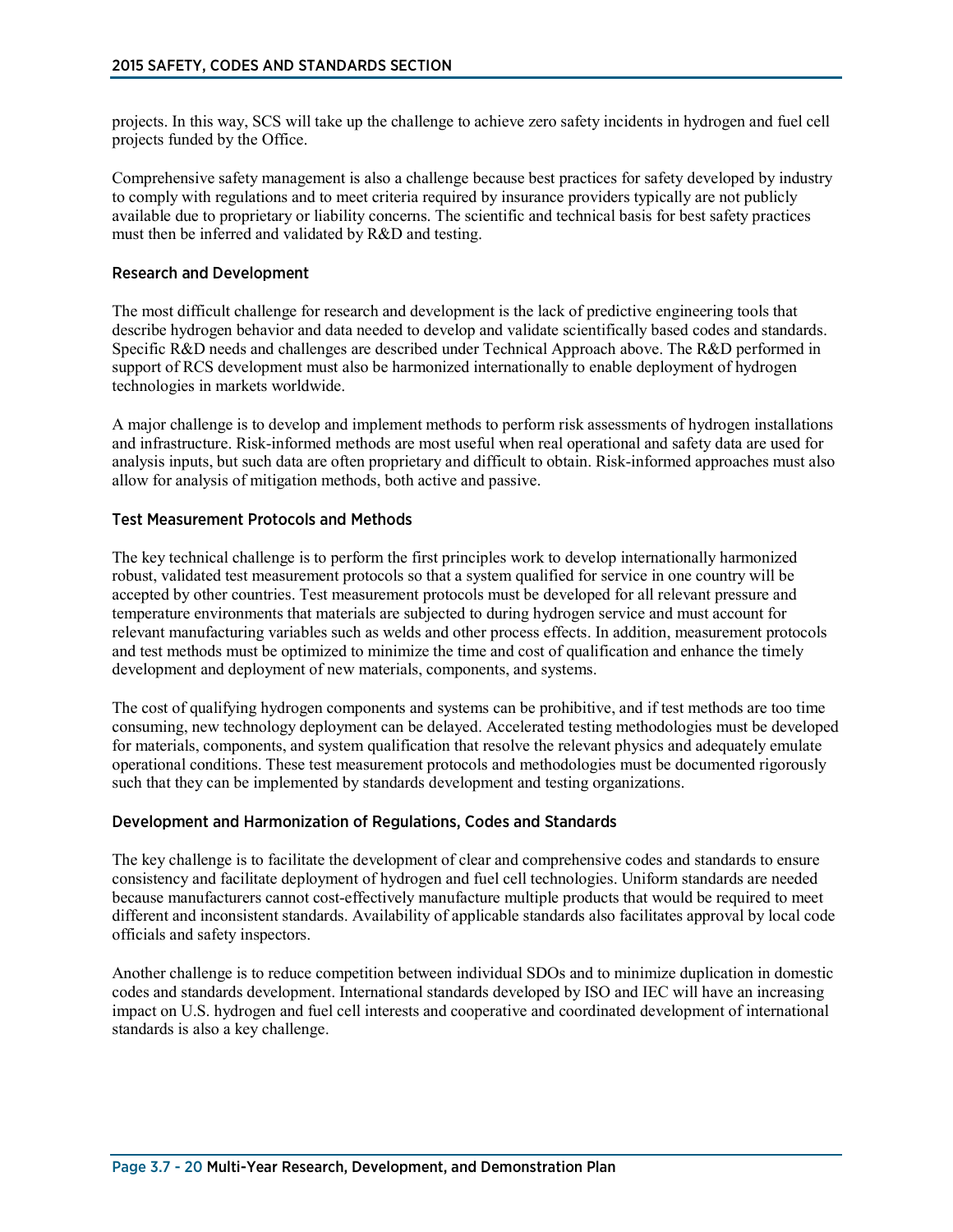projects. In this way, SCS will take up the challenge to achieve zero safety incidents in hydrogen and fuel cell projects funded by the Office.

Comprehensive safety management is also a challenge because best practices for safety developed by industry to comply with regulations and to meet criteria required by insurance providers typically are not publicly available due to proprietary or liability concerns. The scientific and technical basis for best safety practices must then be inferred and validated by R&D and testing.

### Research and Development

The most difficult challenge for research and development is the lack of predictive engineering tools that describe hydrogen behavior and data needed to develop and validate scientifically based codes and standards. Specific R&D needs and challenges are described under Technical Approach above. The R&D performed in support of RCS development must also be harmonized internationally to enable deployment of hydrogen technologies in markets worldwide.

A major challenge is to develop and implement methods to perform risk assessments of hydrogen installations and infrastructure. Risk-informed methods are most useful when real operational and safety data are used for analysis inputs, but such data are often proprietary and difficult to obtain. Risk-informed approaches must also allow for analysis of mitigation methods, both active and passive.

### Test Measurement Protocols and Methods

The key technical challenge is to perform the first principles work to develop internationally harmonized robust, validated test measurement protocols so that a system qualified for service in one country will be accepted by other countries. Test measurement protocols must be developed for all relevant pressure and temperature environments that materials are subjected to during hydrogen service and must account for relevant manufacturing variables such as welds and other process effects. In addition, measurement protocols and test methods must be optimized to minimize the time and cost of qualification and enhance the timely development and deployment of new materials, components, and systems.

The cost of qualifying hydrogen components and systems can be prohibitive, and if test methods are too time consuming, new technology deployment can be delayed. Accelerated testing methodologies must be developed for materials, components, and system qualification that resolve the relevant physics and adequately emulate operational conditions. These test measurement protocols and methodologies must be documented rigorously such that they can be implemented by standards development and testing organizations.

### Development and Harmonization of Regulations, Codes and Standards

The key challenge is to facilitate the development of clear and comprehensive codes and standards to ensure consistency and facilitate deployment of hydrogen and fuel cell technologies. Uniform standards are needed because manufacturers cannot cost-effectively manufacture multiple products that would be required to meet different and inconsistent standards. Availability of applicable standards also facilitates approval by local code officials and safety inspectors.

Another challenge is to reduce competition between individual SDOs and to minimize duplication in domestic codes and standards development. International standards developed by ISO and IEC will have an increasing impact on U.S. hydrogen and fuel cell interests and cooperative and coordinated development of international standards is also a key challenge.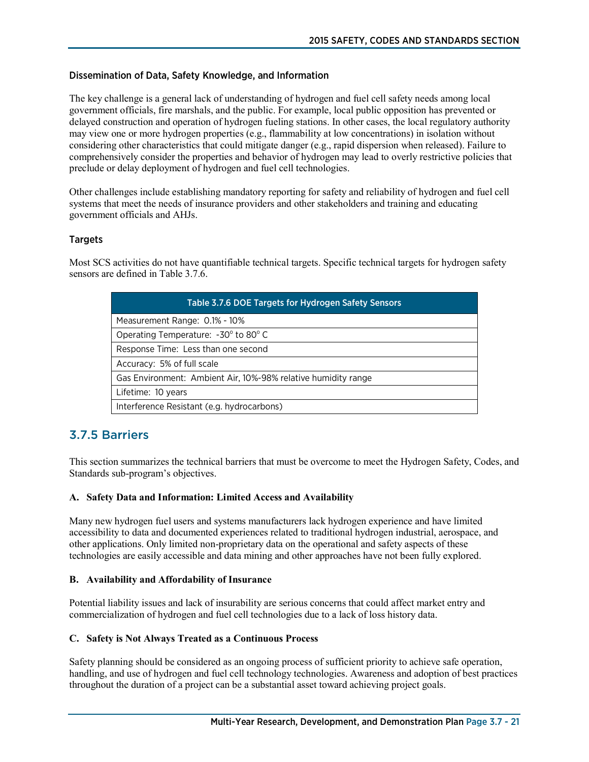### Dissemination of Data, Safety Knowledge, and Information

The key challenge is a general lack of understanding of hydrogen and fuel cell safety needs among local government officials, fire marshals, and the public. For example, local public opposition has prevented or delayed construction and operation of hydrogen fueling stations. In other cases, the local regulatory authority may view one or more hydrogen properties (e.g., flammability at low concentrations) in isolation without considering other characteristics that could mitigate danger (e.g., rapid dispersion when released). Failure to comprehensively consider the properties and behavior of hydrogen may lead to overly restrictive policies that preclude or delay deployment of hydrogen and fuel cell technologies.

Other challenges include establishing mandatory reporting for safety and reliability of hydrogen and fuel cell systems that meet the needs of insurance providers and other stakeholders and training and educating government officials and AHJs.

### Targets

Most SCS activities do not have quantifiable technical targets. Specific technical targets for hydrogen safety sensors are defined in Table 3.7.6.

| Table 3.7.6 DOE Targets for Hydrogen Safety Sensors |
| --- |
| Measurement Range: 0.1% - 10% |
| Operating Temperature: -30° to 80° C |
| Response Time: Less than one second |
| Accuracy: 5% of full scale |
| Gas Environment: Ambient Air, 10%-98% relative humidity range |
| Lifetime: 10 years |
| Interference Resistant (e.g. hydrocarbons) |

## 3.7.5 Barriers

This section summarizes the technical barriers that must be overcome to meet the Hydrogen Safety, Codes, and Standards sub-program's objectives.

#### A. Safety Data and Information: Limited Access and Availability

Many new hydrogen fuel users and systems manufacturers lack hydrogen experience and have limited accessibility to data and documented experiences related to traditional hydrogen industrial, aerospace, and other applications. Only limited non-proprietary data on the operational and safety aspects of these technologies are easily accessible and data mining and other approaches have not been fully explored.

#### B. Availability and Affordability of Insurance

Potential liability issues and lack of insurability are serious concerns that could affect market entry and commercialization of hydrogen and fuel cell technologies due to a lack of loss history data.

#### C. Safety is Not Always Treated as a Continuous Process

Safety planning should be considered as an ongoing process of sufficient priority to achieve safe operation, handling, and use of hydrogen and fuel cell technology technologies. Awareness and adoption of best practices throughout the duration of a project can be a substantial asset toward achieving project goals.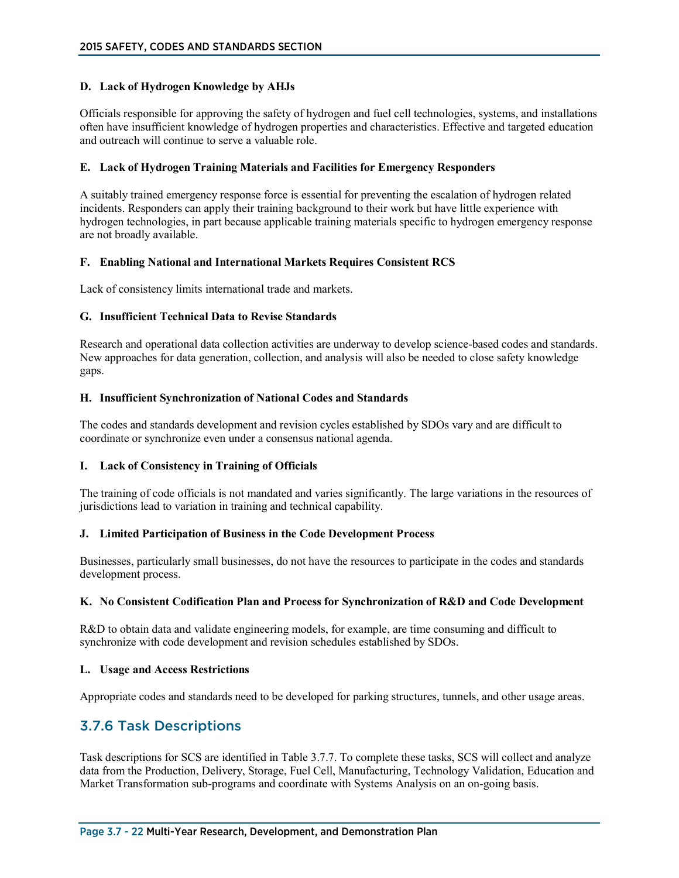#### D. Lack of Hydrogen Knowledge by AHJs

Officials responsible for approving the safety of hydrogen and fuel cell technologies, systems, and installations often have insufficient knowledge of hydrogen properties and characteristics. Effective and targeted education and outreach will continue to serve a valuable role.

#### E. Lack of Hydrogen Training Materials and Facilities for Emergency Responders

A suitably trained emergency response force is essential for preventing the escalation of hydrogen related incidents. Responders can apply their training background to their work but have little experience with hydrogen technologies, in part because applicable training materials specific to hydrogen emergency response are not broadly available.

#### F. Enabling National and International Markets Requires Consistent RCS

Lack of consistency limits international trade and markets.

#### G. Insufficient Technical Data to Revise Standards

Research and operational data collection activities are underway to develop science-based codes and standards. New approaches for data generation, collection, and analysis will also be needed to close safety knowledge gaps.

#### H. Insufficient Synchronization of National Codes and Standards

The codes and standards development and revision cycles established by SDOs vary and are difficult to coordinate or synchronize even under a consensus national agenda.

#### I. Lack of Consistency in Training of Officials

The training of code officials is not mandated and varies significantly. The large variations in the resources of jurisdictions lead to variation in training and technical capability.

#### J. Limited Participation of Business in the Code Development Process

Businesses, particularly small businesses, do not have the resources to participate in the codes and standards development process.

#### K. No Consistent Codification Plan and Process for Synchronization of R&D and Code Development

R&D to obtain data and validate engineering models, for example, are time consuming and difficult to synchronize with code development and revision schedules established by SDOs.

#### L. Usage and Access Restrictions

Appropriate codes and standards need to be developed for parking structures, tunnels, and other usage areas.

## 3.7.6 Task Descriptions

Task descriptions for SCS are identified in Table 3.7.7. To complete these tasks, SCS will collect and analyze data from the Production, Delivery, Storage, Fuel Cell, Manufacturing, Technology Validation, Education and Market Transformation sub-programs and coordinate with Systems Analysis on an on-going basis.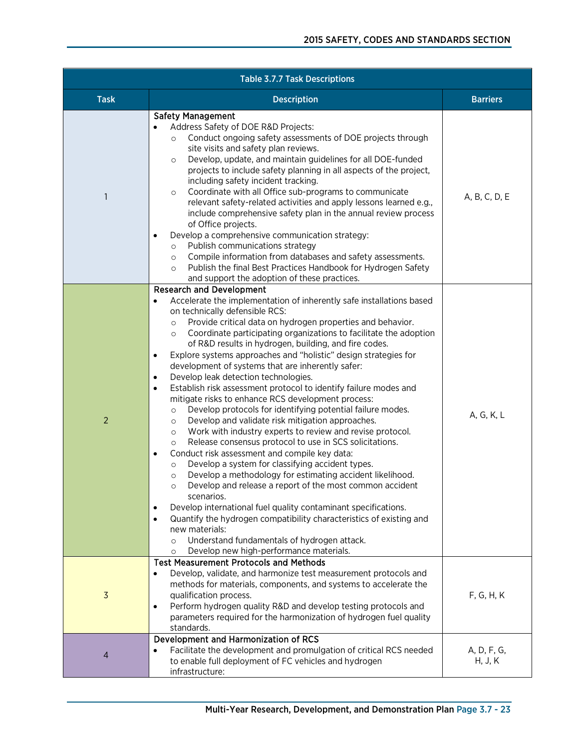Table 3.7.7 Task Descriptions

| Task | Description | Barriers |
|---|---|---|
| 1 | **Safety Management**<br>• Address Safety of DOE R&D Projects:<br>  ○ Conduct ongoing safety assessments of DOE projects through site visits and safety plan reviews.<br>  ○ Develop, update, and maintain guidelines for all DOE-funded projects to include safety planning in all aspects of the project, including safety incident tracking.<br>  ○ Coordinate with all Office sub-programs to communicate relevant safety-related activities and apply lessons learned e.g., include comprehensive safety plan in the annual review process of Office projects.<br>• Develop a comprehensive communication strategy:<br>  ○ Publish communications strategy<br>  ○ Compile information from databases and safety assessments.<br>  ○ Publish the final Best Practices Handbook for Hydrogen Safety and support the adoption of these practices. | A, B, C, D, E |
| 2 | **Research and Development**<br>• Accelerate the implementation of inherently safe installations based on technically defensible RCS:<br>  ○ Provide critical data on hydrogen properties and behavior.<br>  ○ Coordinate participating organizations to facilitate the adoption of R&D results in hydrogen, building, and fire codes.<br>• Explore systems approaches and "holistic" design strategies for development of systems that are inherently safer:<br>• Develop leak detection technologies.<br>• Establish risk assessment protocol to identify failure modes and mitigate risks to enhance RCS development process:<br>  ○ Develop protocols for identifying potential failure modes.<br>  ○ Develop and validate risk mitigation approaches.<br>  ○ Work with industry experts to review and revise protocol.<br>  ○ Release consensus protocol to use in SCS solicitations.<br>• Conduct risk assessment and compile key data:<br>  ○ Develop a system for classifying accident types.<br>  ○ Develop a methodology for estimating accident likelihood.<br>  ○ Develop and release a report of the most common accident scenarios.<br>• Develop international fuel quality contaminant specifications.<br>• Quantify the hydrogen compatibility characteristics of existing and new materials:<br>  ○ Understand fundamentals of hydrogen attack.<br>  ○ Develop new high-performance materials. | A, G, K, L |
| 3 | **Test Measurement Protocols and Methods**<br>• Develop, validate, and harmonize test measurement protocols and methods for materials, components, and systems to accelerate the qualification process.<br>• Perform hydrogen quality R&D and develop testing protocols and parameters required for the harmonization of hydrogen fuel quality standards. | F, G, H, K |
| 4 | **Development and Harmonization of RCS**<br>• Facilitate the development and promulgation of critical RCS needed to enable full deployment of FC vehicles and hydrogen infrastructure: | A, D, F, G, H, J, K |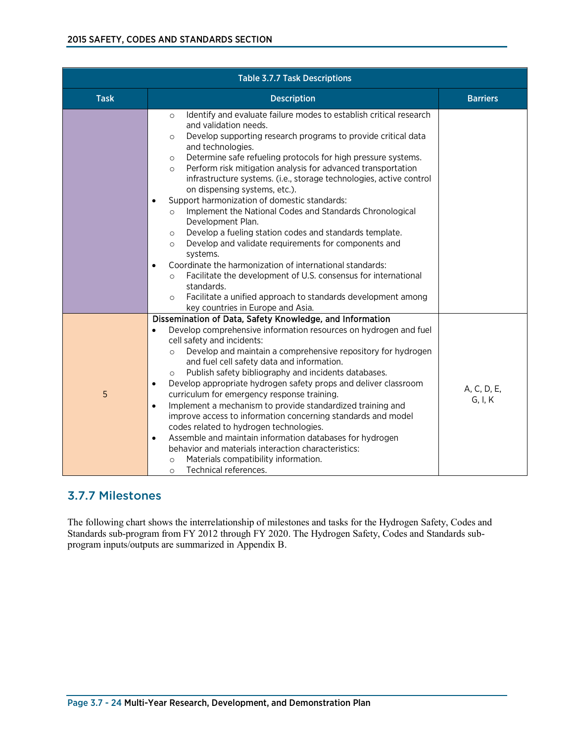| Table 3.7.7 Task Descriptions | | |
|---|---|---|
| **Task** | **Description** | **Barriers** |
| | ○ Identify and evaluate failure modes to establish critical research and validation needs.<br>○ Develop supporting research programs to provide critical data and technologies.<br>○ Determine safe refueling protocols for high pressure systems.<br>○ Perform risk mitigation analysis for advanced transportation infrastructure systems. (i.e., storage technologies, active control on dispensing systems, etc.).<br>• Support harmonization of domestic standards:<br>○ Implement the National Codes and Standards Chronological Development Plan.<br>○ Develop a fueling station codes and standards template.<br>○ Develop and validate requirements for components and systems.<br>• Coordinate the harmonization of international standards:<br>○ Facilitate the development of U.S. consensus for international standards.<br>○ Facilitate a unified approach to standards development among key countries in Europe and Asia. | |
| 5 | **Dissemination of Data, Safety Knowledge, and Information**<br>• Develop comprehensive information resources on hydrogen and fuel cell safety and incidents:<br>○ Develop and maintain a comprehensive repository for hydrogen and fuel cell safety data and information.<br>○ Publish safety bibliography and incidents databases.<br>• Develop appropriate hydrogen safety props and deliver classroom curriculum for emergency response training.<br>• Implement a mechanism to provide standardized training and improve access to information concerning standards and model codes related to hydrogen technologies.<br>• Assemble and maintain information databases for hydrogen behavior and materials interaction characteristics:<br>○ Materials compatibility information.<br>○ Technical references. | A, C, D, E, G, I, K |

## 3.7.7 Milestones

The following chart shows the interrelationship of milestones and tasks for the Hydrogen Safety, Codes and Standards sub-program from FY 2012 through FY 2020. The Hydrogen Safety, Codes and Standards sub-program inputs/outputs are summarized in Appendix B.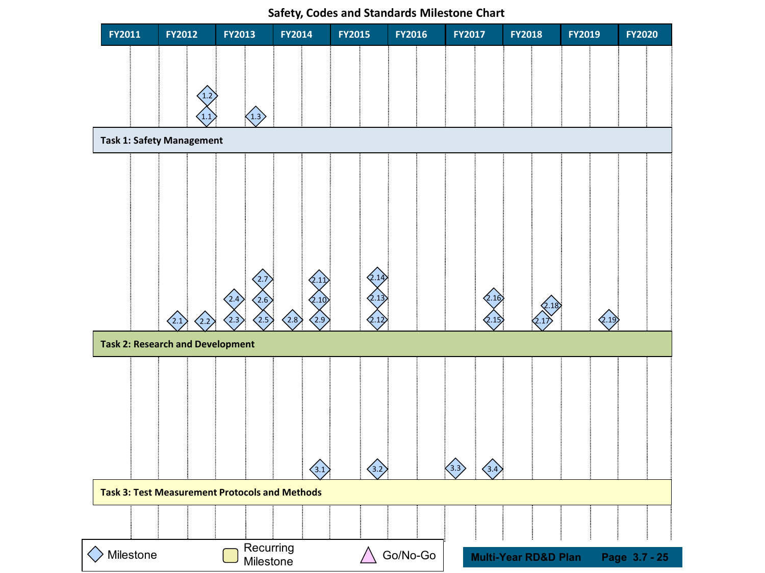# Safety, Codes and Standards Milestone Chart

| | FY2011 | FY2012 | FY2013 | FY2014 | FY2015 | FY2016 | FY2017 | FY2018 | FY2019 | FY2020 |
|---|---|---|---|---|---|---|---|---|---|---|
| **Task 1: Safety Management** | | 1.1, 1.2 | 1.3 | | | | | | | |
| **Task 2: Research and Development** | | 2.1, 2.2 | 2.3, 2.4, 2.5, 2.6, 2.7 | 2.8, 2.9, 2.10, 2.11 | 2.12, 2.13, 2.14 | | 2.15, 2.16 | 2.17, 2.18 | 2.19 | |
| **Task 3: Test Measurement Protocols and Methods** | | | | 3.1 | 3.2 | | 3.3, 3.4 | | | |

Legend: ◇ Milestone | Recurring Milestone | △ Go/No-Go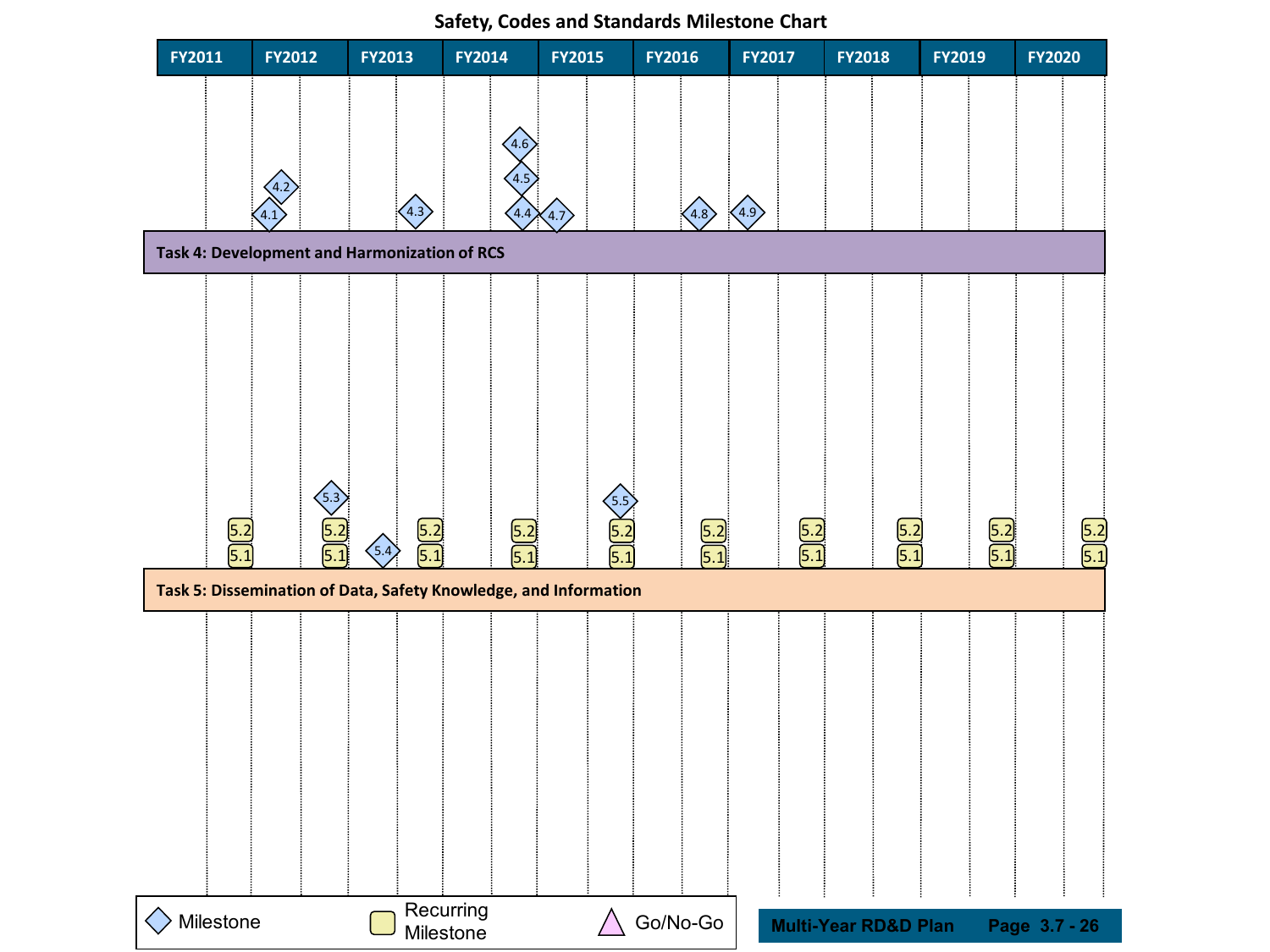# Safety, Codes and Standards Milestone Chart

| FY2011 | FY2012 | FY2013 | FY2014 | FY2015 | FY2016 | FY2017 | FY2018 | FY2019 | FY2020 |
|---|---|---|---|---|---|---|---|---|---|

**Task 4: Development and Harmonization of RCS**

Milestones: 4.1, 4.2, 4.3, 4.4, 4.5, 4.6, 4.7, 4.8, 4.9

**Task 5: Dissemination of Data, Safety Knowledge, and Information**

Milestones: 5.3, 5.4, 5.5

Recurring Milestones: 5.1, 5.2

Legend: Milestone; Recurring Milestone; Go/No-Go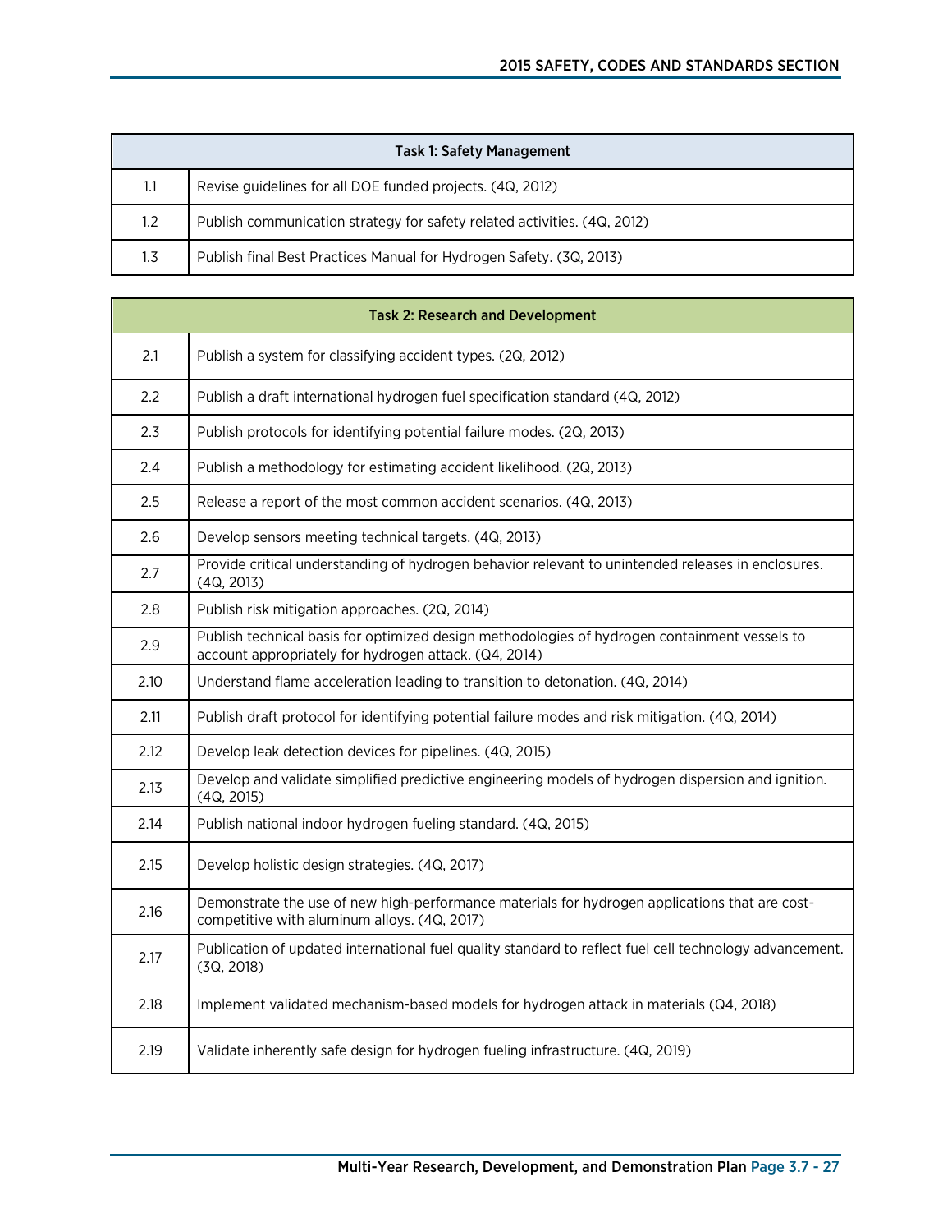| Task 1: Safety Management | |
|---|---|
| 1.1 | Revise guidelines for all DOE funded projects. (4Q, 2012) |
| 1.2 | Publish communication strategy for safety related activities. (4Q, 2012) |
| 1.3 | Publish final Best Practices Manual for Hydrogen Safety. (3Q, 2013) |

| Task 2: Research and Development | |
|---|---|
| 2.1 | Publish a system for classifying accident types. (2Q, 2012) |
| 2.2 | Publish a draft international hydrogen fuel specification standard (4Q, 2012) |
| 2.3 | Publish protocols for identifying potential failure modes. (2Q, 2013) |
| 2.4 | Publish a methodology for estimating accident likelihood. (2Q, 2013) |
| 2.5 | Release a report of the most common accident scenarios. (4Q, 2013) |
| 2.6 | Develop sensors meeting technical targets. (4Q, 2013) |
| 2.7 | Provide critical understanding of hydrogen behavior relevant to unintended releases in enclosures. (4Q, 2013) |
| 2.8 | Publish risk mitigation approaches. (2Q, 2014) |
| 2.9 | Publish technical basis for optimized design methodologies of hydrogen containment vessels to account appropriately for hydrogen attack. (Q4, 2014) |
| 2.10 | Understand flame acceleration leading to transition to detonation. (4Q, 2014) |
| 2.11 | Publish draft protocol for identifying potential failure modes and risk mitigation. (4Q, 2014) |
| 2.12 | Develop leak detection devices for pipelines. (4Q, 2015) |
| 2.13 | Develop and validate simplified predictive engineering models of hydrogen dispersion and ignition. (4Q, 2015) |
| 2.14 | Publish national indoor hydrogen fueling standard. (4Q, 2015) |
| 2.15 | Develop holistic design strategies. (4Q, 2017) |
| 2.16 | Demonstrate the use of new high-performance materials for hydrogen applications that are cost-competitive with aluminum alloys. (4Q, 2017) |
| 2.17 | Publication of updated international fuel quality standard to reflect fuel cell technology advancement. (3Q, 2018) |
| 2.18 | Implement validated mechanism-based models for hydrogen attack in materials (Q4, 2018) |
| 2.19 | Validate inherently safe design for hydrogen fueling infrastructure. (4Q, 2019) |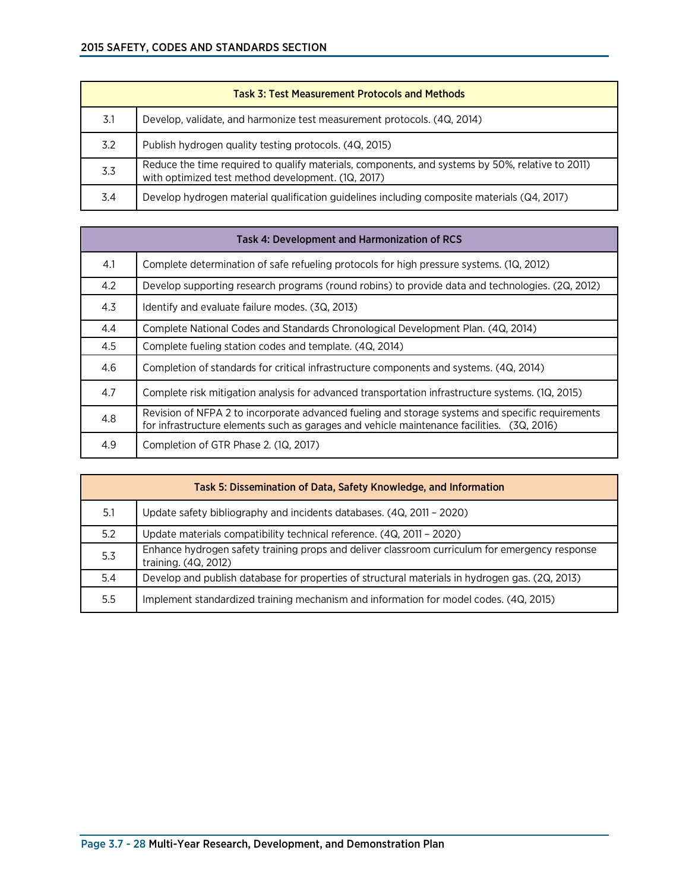| Task 3: Test Measurement Protocols and Methods | |
|---|---|
| 3.1 | Develop, validate, and harmonize test measurement protocols. (4Q, 2014) |
| 3.2 | Publish hydrogen quality testing protocols. (4Q, 2015) |
| 3.3 | Reduce the time required to qualify materials, components, and systems by 50%, relative to 2011) with optimized test method development. (1Q, 2017) |
| 3.4 | Develop hydrogen material qualification guidelines including composite materials (Q4, 2017) |

| Task 4: Development and Harmonization of RCS | |
|---|---|
| 4.1 | Complete determination of safe refueling protocols for high pressure systems. (1Q, 2012) |
| 4.2 | Develop supporting research programs (round robins) to provide data and technologies. (2Q, 2012) |
| 4.3 | Identify and evaluate failure modes. (3Q, 2013) |
| 4.4 | Complete National Codes and Standards Chronological Development Plan. (4Q, 2014) |
| 4.5 | Complete fueling station codes and template. (4Q, 2014) |
| 4.6 | Completion of standards for critical infrastructure components and systems. (4Q, 2014) |
| 4.7 | Complete risk mitigation analysis for advanced transportation infrastructure systems. (1Q, 2015) |
| 4.8 | Revision of NFPA 2 to incorporate advanced fueling and storage systems and specific requirements for infrastructure elements such as garages and vehicle maintenance facilities. (3Q, 2016) |
| 4.9 | Completion of GTR Phase 2. (1Q, 2017) |

| Task 5: Dissemination of Data, Safety Knowledge, and Information | |
|---|---|
| 5.1 | Update safety bibliography and incidents databases. (4Q, 2011 – 2020) |
| 5.2 | Update materials compatibility technical reference. (4Q, 2011 – 2020) |
| 5.3 | Enhance hydrogen safety training props and deliver classroom curriculum for emergency response training. (4Q, 2012) |
| 5.4 | Develop and publish database for properties of structural materials in hydrogen gas. (2Q, 2013) |
| 5.5 | Implement standardized training mechanism and information for model codes. (4Q, 2015) |